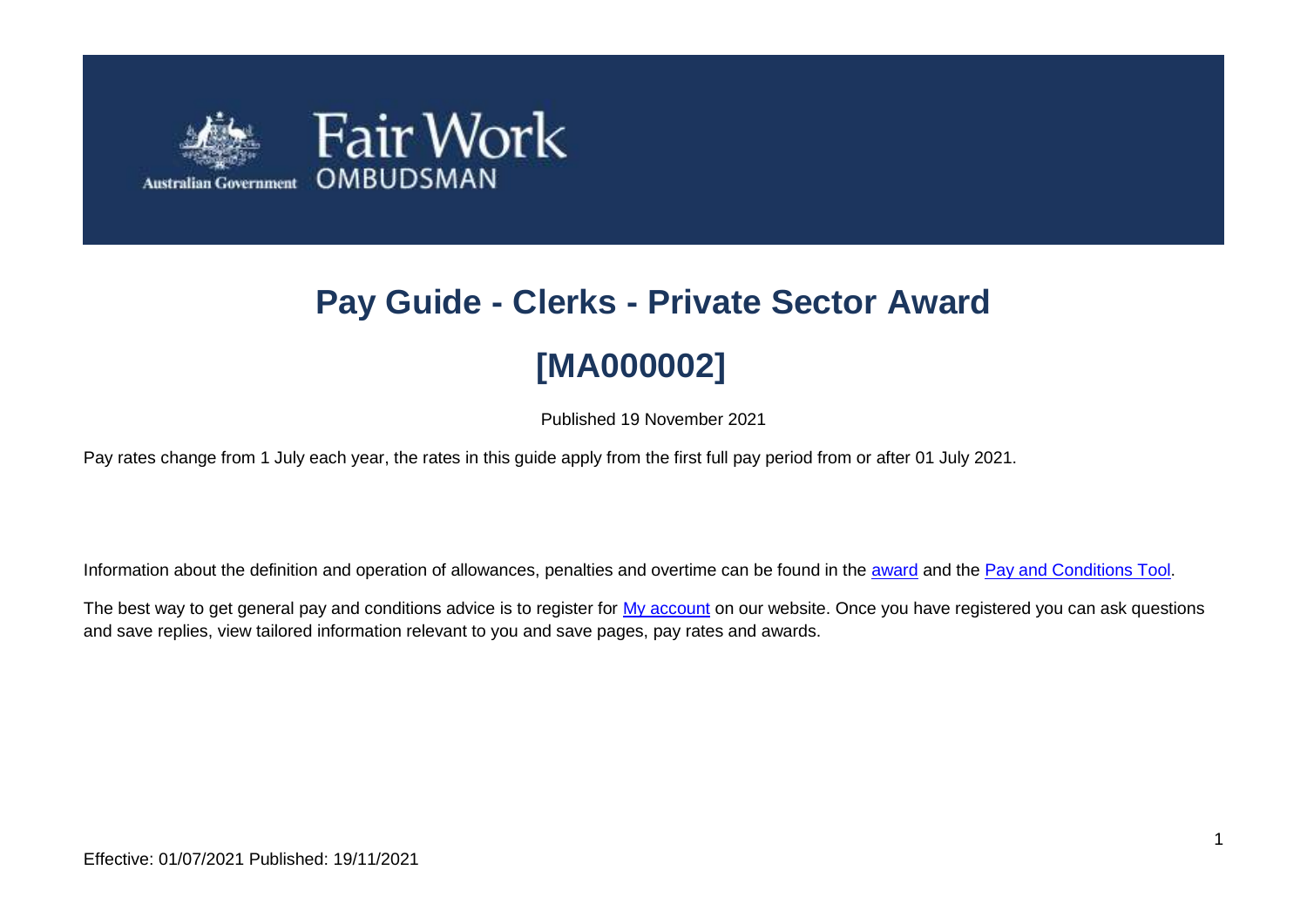# Pay Guide - Clerks - Private Sector Award

# [MA000002]

Published 19 November 2021

Pay rates change from 1 July each year, the rates in this guide apply from the first full pay period from or after 01 July 2021.

Information about the definition and operation of allowances, penalties and overtime can be found in the award and the Pay and Conditions Tool.

The best way to get general pay and conditions advice is to register for My account on our website. Once you have registered you can ask questions and save replies, view tailored information relevant to you and save pages, pay rates and awards.

Effective: 01/07/2021 Published: 19/11/2021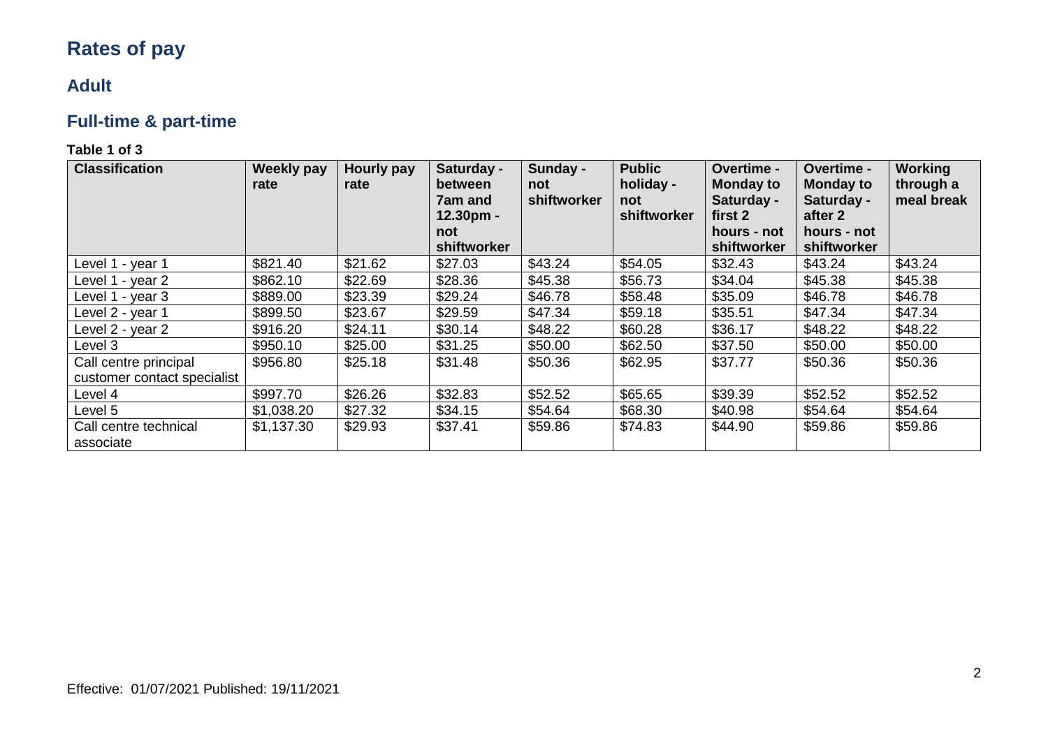# Rates of pay

## Adult

## Full-time & part-time

**Table 1 of 3**

| Classification | Weekly pay rate | Hourly pay rate | Saturday - between 7am and 12.30pm - not shiftworker | Sunday - not shiftworker | Public holiday - not shiftworker | Overtime - Monday to Saturday - first 2 hours - not shiftworker | Overtime - Monday to Saturday - after 2 hours - not shiftworker | Working through a meal break |
|---|---|---|---|---|---|---|---|---|
| Level 1 - year 1 | $821.40 | $21.62 | $27.03 | $43.24 | $54.05 | $32.43 | $43.24 | $43.24 |
| Level 1 - year 2 | $862.10 | $22.69 | $28.36 | $45.38 | $56.73 | $34.04 | $45.38 | $45.38 |
| Level 1 - year 3 | $889.00 | $23.39 | $29.24 | $46.78 | $58.48 | $35.09 | $46.78 | $46.78 |
| Level 2 - year 1 | $899.50 | $23.67 | $29.59 | $47.34 | $59.18 | $35.51 | $47.34 | $47.34 |
| Level 2 - year 2 | $916.20 | $24.11 | $30.14 | $48.22 | $60.28 | $36.17 | $48.22 | $48.22 |
| Level 3 | $950.10 | $25.00 | $31.25 | $50.00 | $62.50 | $37.50 | $50.00 | $50.00 |
| Call centre principal customer contact specialist | $956.80 | $25.18 | $31.48 | $50.36 | $62.95 | $37.77 | $50.36 | $50.36 |
| Level 4 | $997.70 | $26.26 | $32.83 | $52.52 | $65.65 | $39.39 | $52.52 | $52.52 |
| Level 5 | $1,038.20 | $27.32 | $34.15 | $54.64 | $68.30 | $40.98 | $54.64 | $54.64 |
| Call centre technical associate | $1,137.30 | $29.93 | $37.41 | $59.86 | $74.83 | $44.90 | $59.86 | $59.86 |

Effective: 01/07/2021 Published: 19/11/2021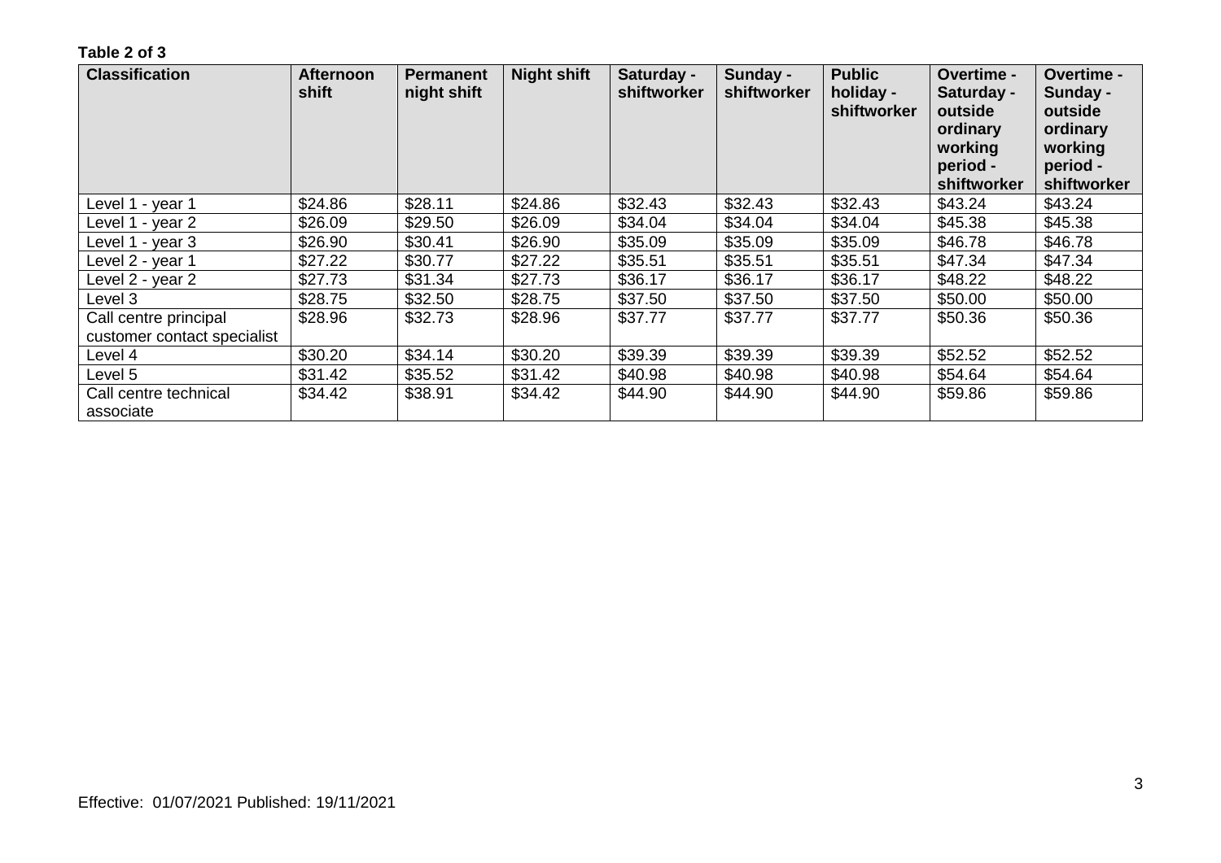**Table 2 of 3**

| Classification | Afternoon shift | Permanent night shift | Night shift | Saturday - shiftworker | Sunday - shiftworker | Public holiday - shiftworker | Overtime - Saturday - outside ordinary working period - shiftworker | Overtime - Sunday - outside ordinary working period - shiftworker |
|---|---|---|---|---|---|---|---|---|
| Level 1 - year 1 | $24.86 | $28.11 | $24.86 | $32.43 | $32.43 | $32.43 | $43.24 | $43.24 |
| Level 1 - year 2 | $26.09 | $29.50 | $26.09 | $34.04 | $34.04 | $34.04 | $45.38 | $45.38 |
| Level 1 - year 3 | $26.90 | $30.41 | $26.90 | $35.09 | $35.09 | $35.09 | $46.78 | $46.78 |
| Level 2 - year 1 | $27.22 | $30.77 | $27.22 | $35.51 | $35.51 | $35.51 | $47.34 | $47.34 |
| Level 2 - year 2 | $27.73 | $31.34 | $27.73 | $36.17 | $36.17 | $36.17 | $48.22 | $48.22 |
| Level 3 | $28.75 | $32.50 | $28.75 | $37.50 | $37.50 | $37.50 | $50.00 | $50.00 |
| Call centre principal customer contact specialist | $28.96 | $32.73 | $28.96 | $37.77 | $37.77 | $37.77 | $50.36 | $50.36 |
| Level 4 | $30.20 | $34.14 | $30.20 | $39.39 | $39.39 | $39.39 | $52.52 | $52.52 |
| Level 5 | $31.42 | $35.52 | $31.42 | $40.98 | $40.98 | $40.98 | $54.64 | $54.64 |
| Call centre technical associate | $34.42 | $38.91 | $34.42 | $44.90 | $44.90 | $44.90 | $59.86 | $59.86 |

Effective: 01/07/2021 Published: 19/11/2021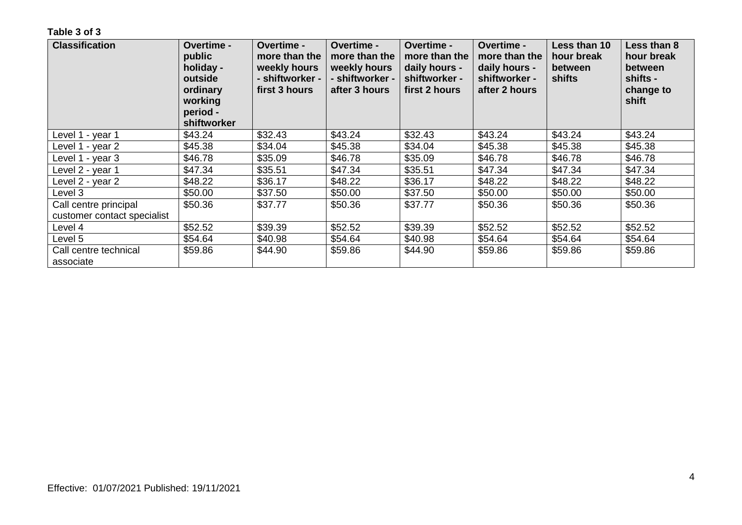**Table 3 of 3**

| Classification | Overtime - public holiday - outside ordinary working period - shiftworker | Overtime - more than the weekly hours - shiftworker - first 3 hours | Overtime - more than the weekly hours - shiftworker - after 3 hours | Overtime - more than the daily hours - shiftworker - first 2 hours | Overtime - more than the daily hours - shiftworker - after 2 hours | Less than 10 hour break between shifts | Less than 8 hour break between shifts - change to shift |
|---|---|---|---|---|---|---|---|
| Level 1 - year 1 | $43.24 | $32.43 | $43.24 | $32.43 | $43.24 | $43.24 | $43.24 |
| Level 1 - year 2 | $45.38 | $34.04 | $45.38 | $34.04 | $45.38 | $45.38 | $45.38 |
| Level 1 - year 3 | $46.78 | $35.09 | $46.78 | $35.09 | $46.78 | $46.78 | $46.78 |
| Level 2 - year 1 | $47.34 | $35.51 | $47.34 | $35.51 | $47.34 | $47.34 | $47.34 |
| Level 2 - year 2 | $48.22 | $36.17 | $48.22 | $36.17 | $48.22 | $48.22 | $48.22 |
| Level 3 | $50.00 | $37.50 | $50.00 | $37.50 | $50.00 | $50.00 | $50.00 |
| Call centre principal customer contact specialist | $50.36 | $37.77 | $50.36 | $37.77 | $50.36 | $50.36 | $50.36 |
| Level 4 | $52.52 | $39.39 | $52.52 | $39.39 | $52.52 | $52.52 | $52.52 |
| Level 5 | $54.64 | $40.98 | $54.64 | $40.98 | $54.64 | $54.64 | $54.64 |
| Call centre technical associate | $59.86 | $44.90 | $59.86 | $44.90 | $59.86 | $59.86 | $59.86 |

Effective: 01/07/2021 Published: 19/11/2021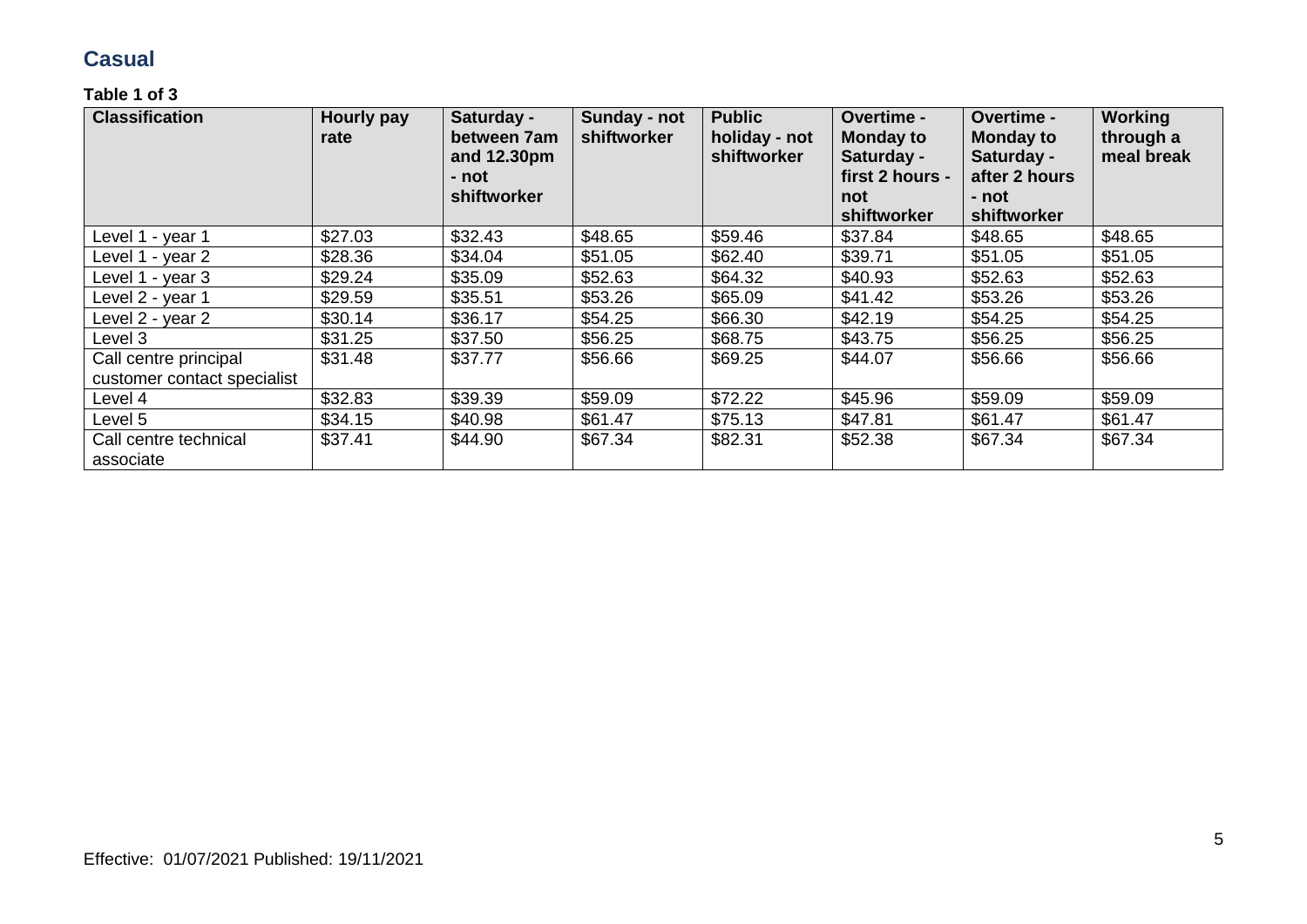## Casual

**Table 1 of 3**

| Classification | Hourly pay rate | Saturday - between 7am and 12.30pm - not shiftworker | Sunday - not shiftworker | Public holiday - not shiftworker | Overtime - Monday to Saturday - first 2 hours - not shiftworker | Overtime - Monday to Saturday - after 2 hours - not shiftworker | Working through a meal break |
|---|---|---|---|---|---|---|---|
| Level 1 - year 1 | $27.03 | $32.43 | $48.65 | $59.46 | $37.84 | $48.65 | $48.65 |
| Level 1 - year 2 | $28.36 | $34.04 | $51.05 | $62.40 | $39.71 | $51.05 | $51.05 |
| Level 1 - year 3 | $29.24 | $35.09 | $52.63 | $64.32 | $40.93 | $52.63 | $52.63 |
| Level 2 - year 1 | $29.59 | $35.51 | $53.26 | $65.09 | $41.42 | $53.26 | $53.26 |
| Level 2 - year 2 | $30.14 | $36.17 | $54.25 | $66.30 | $42.19 | $54.25 | $54.25 |
| Level 3 | $31.25 | $37.50 | $56.25 | $68.75 | $43.75 | $56.25 | $56.25 |
| Call centre principal customer contact specialist | $31.48 | $37.77 | $56.66 | $69.25 | $44.07 | $56.66 | $56.66 |
| Level 4 | $32.83 | $39.39 | $59.09 | $72.22 | $45.96 | $59.09 | $59.09 |
| Level 5 | $34.15 | $40.98 | $61.47 | $75.13 | $47.81 | $61.47 | $61.47 |
| Call centre technical associate | $37.41 | $44.90 | $67.34 | $82.31 | $52.38 | $67.34 | $67.34 |

Effective: 01/07/2021 Published: 19/11/2021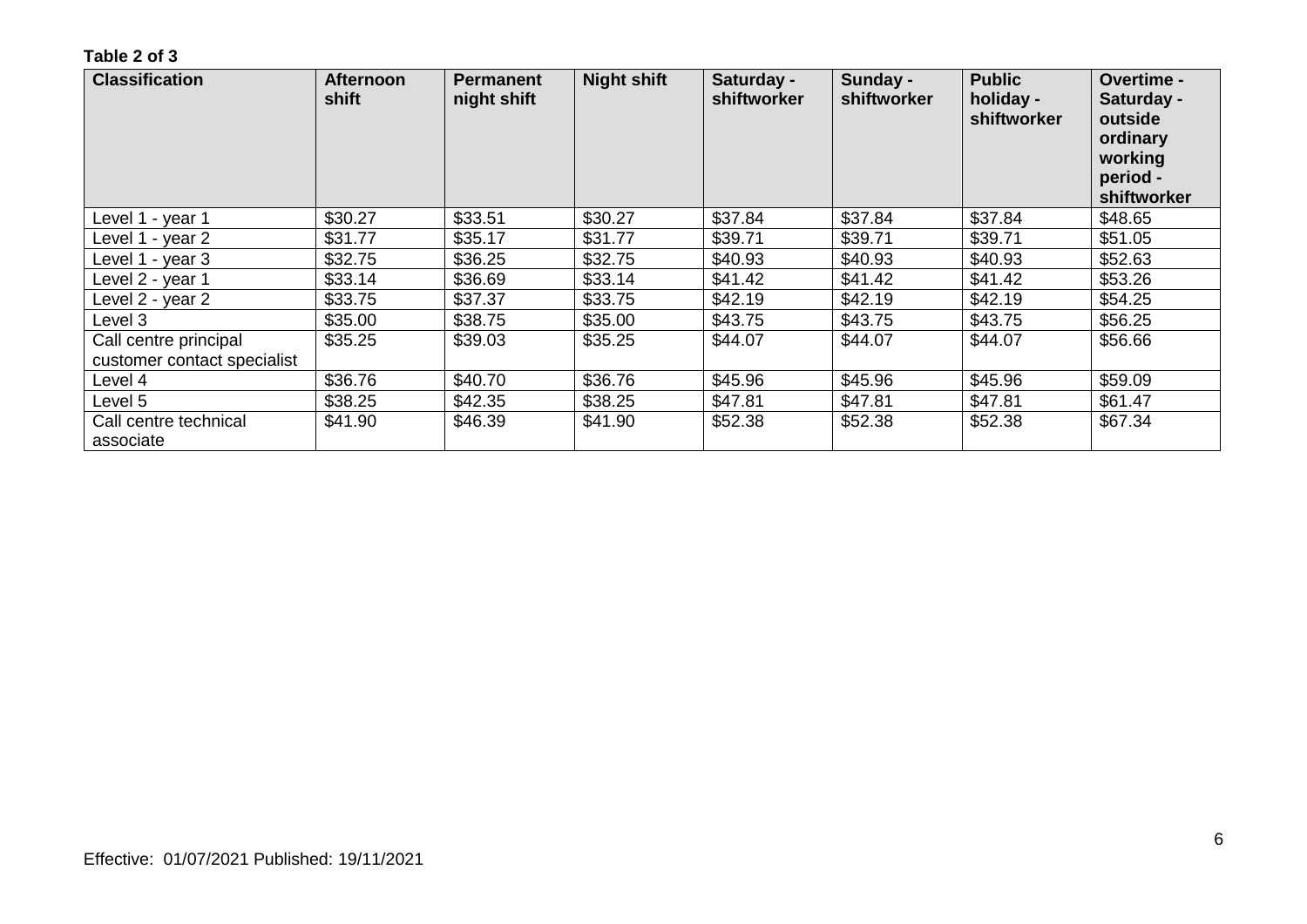**Table 2 of 3**

| Classification | Afternoon shift | Permanent night shift | Night shift | Saturday - shiftworker | Sunday - shiftworker | Public holiday - shiftworker | Overtime - Saturday - outside ordinary working period - shiftworker |
|---|---|---|---|---|---|---|---|
| Level 1 - year 1 | $30.27 | $33.51 | $30.27 | $37.84 | $37.84 | $37.84 | $48.65 |
| Level 1 - year 2 | $31.77 | $35.17 | $31.77 | $39.71 | $39.71 | $39.71 | $51.05 |
| Level 1 - year 3 | $32.75 | $36.25 | $32.75 | $40.93 | $40.93 | $40.93 | $52.63 |
| Level 2 - year 1 | $33.14 | $36.69 | $33.14 | $41.42 | $41.42 | $41.42 | $53.26 |
| Level 2 - year 2 | $33.75 | $37.37 | $33.75 | $42.19 | $42.19 | $42.19 | $54.25 |
| Level 3 | $35.00 | $38.75 | $35.00 | $43.75 | $43.75 | $43.75 | $56.25 |
| Call centre principal customer contact specialist | $35.25 | $39.03 | $35.25 | $44.07 | $44.07 | $44.07 | $56.66 |
| Level 4 | $36.76 | $40.70 | $36.76 | $45.96 | $45.96 | $45.96 | $59.09 |
| Level 5 | $38.25 | $42.35 | $38.25 | $47.81 | $47.81 | $47.81 | $61.47 |
| Call centre technical associate | $41.90 | $46.39 | $41.90 | $52.38 | $52.38 | $52.38 | $67.34 |

Effective: 01/07/2021 Published: 19/11/2021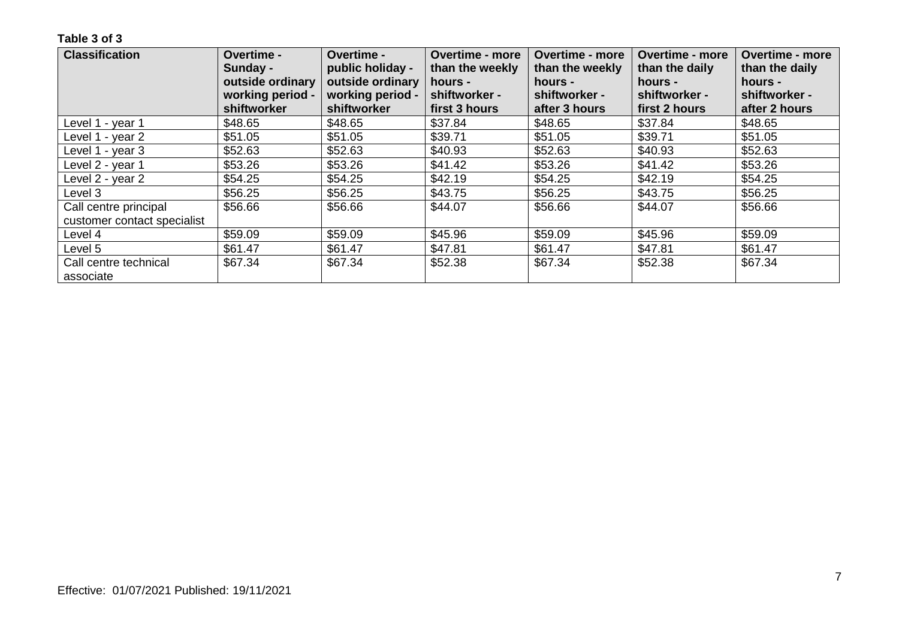**Table 3 of 3**

| Classification | Overtime - Sunday - outside ordinary working period - shiftworker | Overtime - public holiday - outside ordinary working period - shiftworker | Overtime - more than the weekly hours - shiftworker - first 3 hours | Overtime - more than the weekly hours - shiftworker - after 3 hours | Overtime - more than the daily hours - shiftworker - first 2 hours | Overtime - more than the daily hours - shiftworker - after 2 hours |
|---|---|---|---|---|---|---|
| Level 1 - year 1 | $48.65 | $48.65 | $37.84 | $48.65 | $37.84 | $48.65 |
| Level 1 - year 2 | $51.05 | $51.05 | $39.71 | $51.05 | $39.71 | $51.05 |
| Level 1 - year 3 | $52.63 | $52.63 | $40.93 | $52.63 | $40.93 | $52.63 |
| Level 2 - year 1 | $53.26 | $53.26 | $41.42 | $53.26 | $41.42 | $53.26 |
| Level 2 - year 2 | $54.25 | $54.25 | $42.19 | $54.25 | $42.19 | $54.25 |
| Level 3 | $56.25 | $56.25 | $43.75 | $56.25 | $43.75 | $56.25 |
| Call centre principal customer contact specialist | $56.66 | $56.66 | $44.07 | $56.66 | $44.07 | $56.66 |
| Level 4 | $59.09 | $59.09 | $45.96 | $59.09 | $45.96 | $59.09 |
| Level 5 | $61.47 | $61.47 | $47.81 | $61.47 | $47.81 | $61.47 |
| Call centre technical associate | $67.34 | $67.34 | $52.38 | $67.34 | $52.38 | $67.34 |

Effective: 01/07/2021 Published: 19/11/2021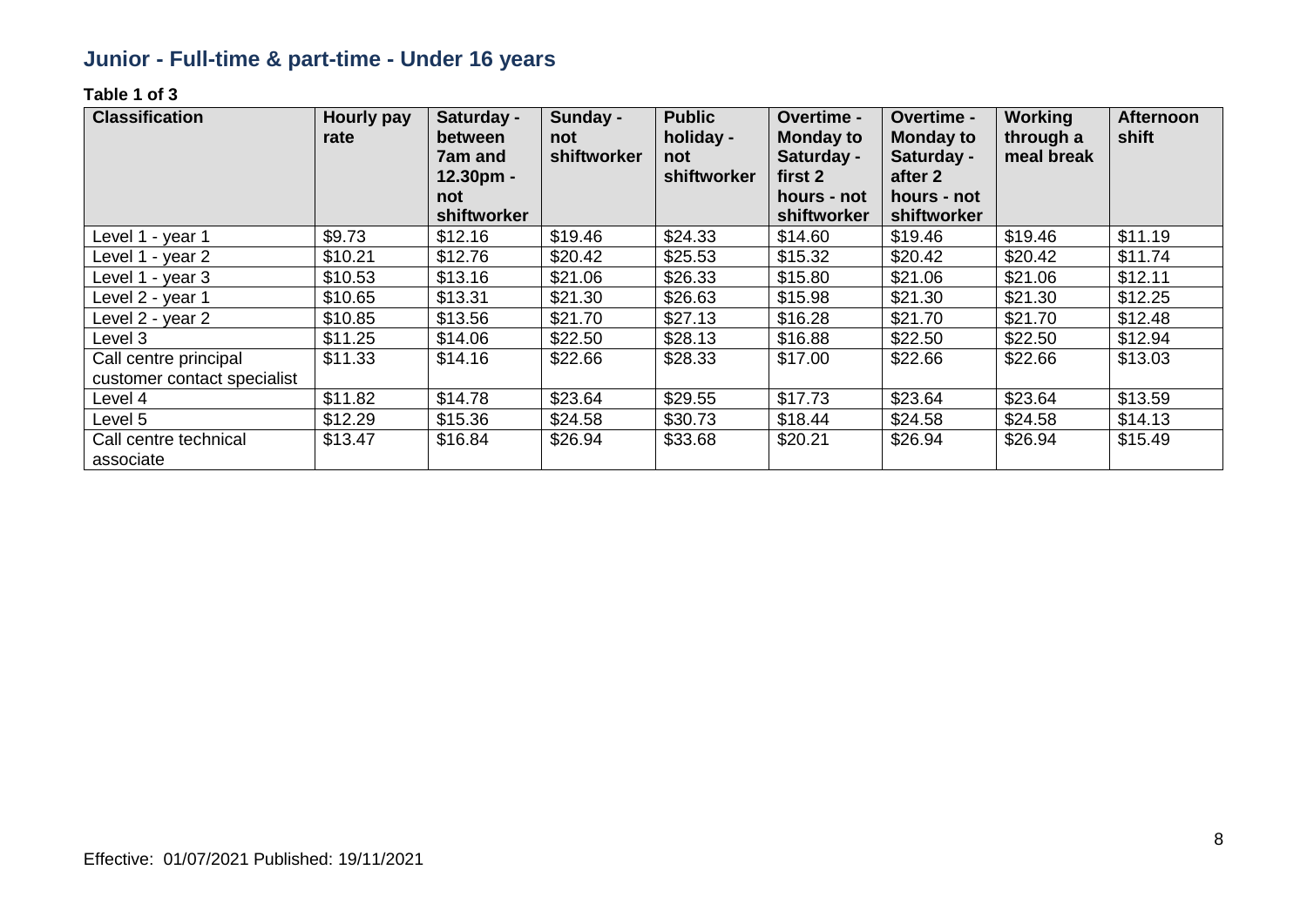## Junior - Full-time & part-time - Under 16 years

**Table 1 of 3**

| Classification | Hourly pay rate | Saturday - between 7am and 12.30pm - not shiftworker | Sunday - not shiftworker | Public holiday - not shiftworker | Overtime - Monday to Saturday - first 2 hours - not shiftworker | Overtime - Monday to Saturday - after 2 hours - not shiftworker | Working through a meal break | Afternoon shift |
|---|---|---|---|---|---|---|---|---|
| Level 1 - year 1 | $9.73 | $12.16 | $19.46 | $24.33 | $14.60 | $19.46 | $19.46 | $11.19 |
| Level 1 - year 2 | $10.21 | $12.76 | $20.42 | $25.53 | $15.32 | $20.42 | $20.42 | $11.74 |
| Level 1 - year 3 | $10.53 | $13.16 | $21.06 | $26.33 | $15.80 | $21.06 | $21.06 | $12.11 |
| Level 2 - year 1 | $10.65 | $13.31 | $21.30 | $26.63 | $15.98 | $21.30 | $21.30 | $12.25 |
| Level 2 - year 2 | $10.85 | $13.56 | $21.70 | $27.13 | $16.28 | $21.70 | $21.70 | $12.48 |
| Level 3 | $11.25 | $14.06 | $22.50 | $28.13 | $16.88 | $22.50 | $22.50 | $12.94 |
| Call centre principal customer contact specialist | $11.33 | $14.16 | $22.66 | $28.33 | $17.00 | $22.66 | $22.66 | $13.03 |
| Level 4 | $11.82 | $14.78 | $23.64 | $29.55 | $17.73 | $23.64 | $23.64 | $13.59 |
| Level 5 | $12.29 | $15.36 | $24.58 | $30.73 | $18.44 | $24.58 | $24.58 | $14.13 |
| Call centre technical associate | $13.47 | $16.84 | $26.94 | $33.68 | $20.21 | $26.94 | $26.94 | $15.49 |

Effective: 01/07/2021 Published: 19/11/2021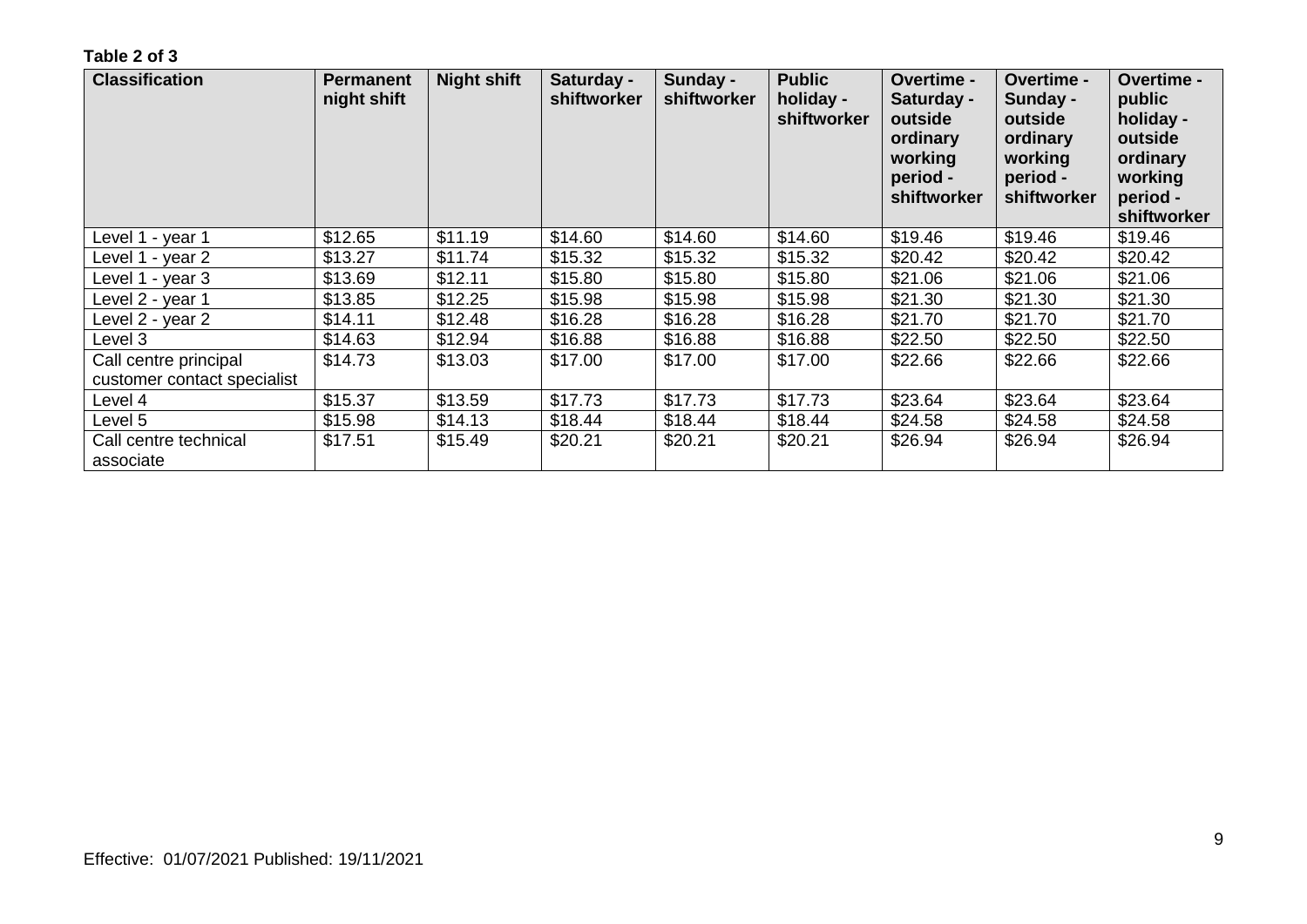**Table 2 of 3**

| Classification | Permanent night shift | Night shift | Saturday - shiftworker | Sunday - shiftworker | Public holiday - shiftworker | Overtime - Saturday - outside ordinary working period - shiftworker | Overtime - Sunday - outside ordinary working period - shiftworker | Overtime - public holiday - outside ordinary working period - shiftworker |
|---|---|---|---|---|---|---|---|---|
| Level 1 - year 1 | $12.65 | $11.19 | $14.60 | $14.60 | $14.60 | $19.46 | $19.46 | $19.46 |
| Level 1 - year 2 | $13.27 | $11.74 | $15.32 | $15.32 | $15.32 | $20.42 | $20.42 | $20.42 |
| Level 1 - year 3 | $13.69 | $12.11 | $15.80 | $15.80 | $15.80 | $21.06 | $21.06 | $21.06 |
| Level 2 - year 1 | $13.85 | $12.25 | $15.98 | $15.98 | $15.98 | $21.30 | $21.30 | $21.30 |
| Level 2 - year 2 | $14.11 | $12.48 | $16.28 | $16.28 | $16.28 | $21.70 | $21.70 | $21.70 |
| Level 3 | $14.63 | $12.94 | $16.88 | $16.88 | $16.88 | $22.50 | $22.50 | $22.50 |
| Call centre principal customer contact specialist | $14.73 | $13.03 | $17.00 | $17.00 | $17.00 | $22.66 | $22.66 | $22.66 |
| Level 4 | $15.37 | $13.59 | $17.73 | $17.73 | $17.73 | $23.64 | $23.64 | $23.64 |
| Level 5 | $15.98 | $14.13 | $18.44 | $18.44 | $18.44 | $24.58 | $24.58 | $24.58 |
| Call centre technical associate | $17.51 | $15.49 | $20.21 | $20.21 | $20.21 | $26.94 | $26.94 | $26.94 |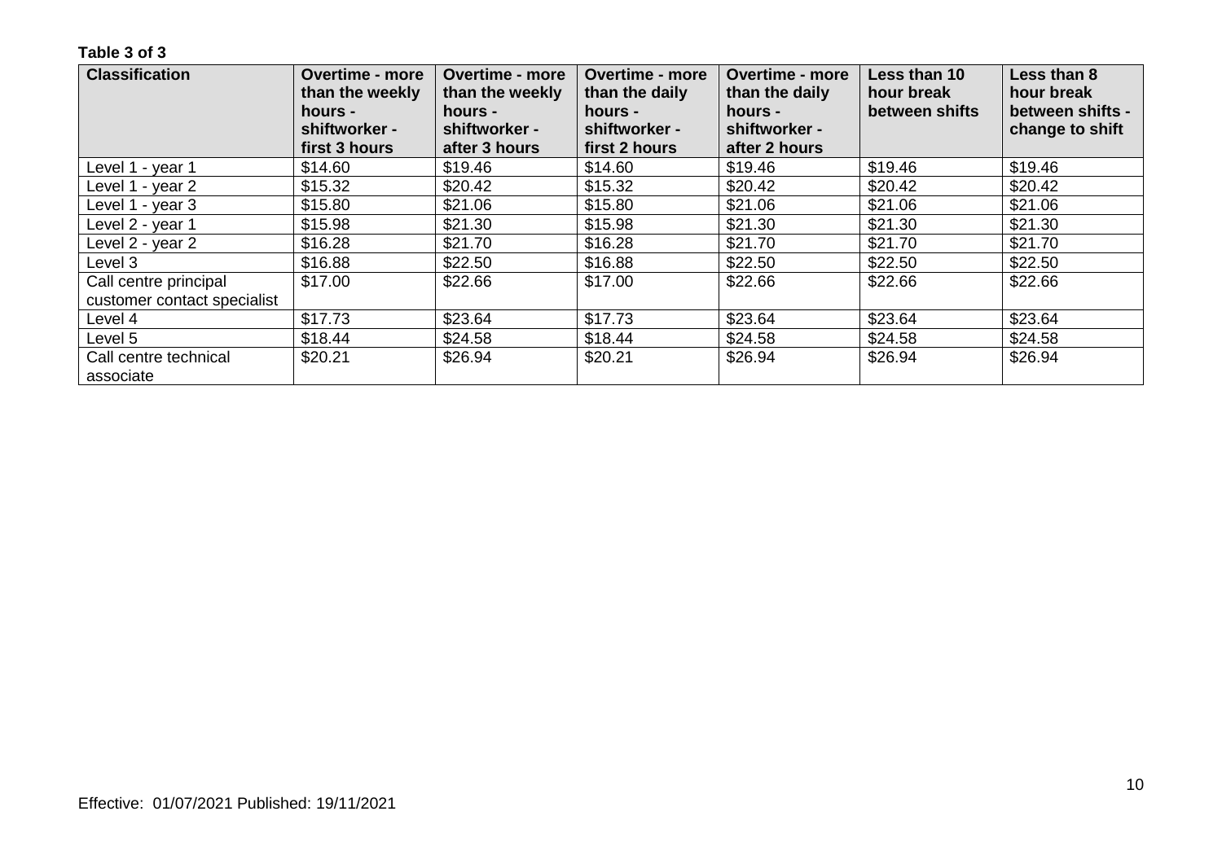**Table 3 of 3**

| Classification | Overtime - more than the weekly hours - shiftworker - first 3 hours | Overtime - more than the weekly hours - shiftworker - after 3 hours | Overtime - more than the daily hours - shiftworker - first 2 hours | Overtime - more than the daily hours - shiftworker - after 2 hours | Less than 10 hour break between shifts | Less than 8 hour break between shifts - change to shift |
|---|---|---|---|---|---|---|
| Level 1 - year 1 | $14.60 | $19.46 | $14.60 | $19.46 | $19.46 | $19.46 |
| Level 1 - year 2 | $15.32 | $20.42 | $15.32 | $20.42 | $20.42 | $20.42 |
| Level 1 - year 3 | $15.80 | $21.06 | $15.80 | $21.06 | $21.06 | $21.06 |
| Level 2 - year 1 | $15.98 | $21.30 | $15.98 | $21.30 | $21.30 | $21.30 |
| Level 2 - year 2 | $16.28 | $21.70 | $16.28 | $21.70 | $21.70 | $21.70 |
| Level 3 | $16.88 | $22.50 | $16.88 | $22.50 | $22.50 | $22.50 |
| Call centre principal customer contact specialist | $17.00 | $22.66 | $17.00 | $22.66 | $22.66 | $22.66 |
| Level 4 | $17.73 | $23.64 | $17.73 | $23.64 | $23.64 | $23.64 |
| Level 5 | $18.44 | $24.58 | $18.44 | $24.58 | $24.58 | $24.58 |
| Call centre technical associate | $20.21 | $26.94 | $20.21 | $26.94 | $26.94 | $26.94 |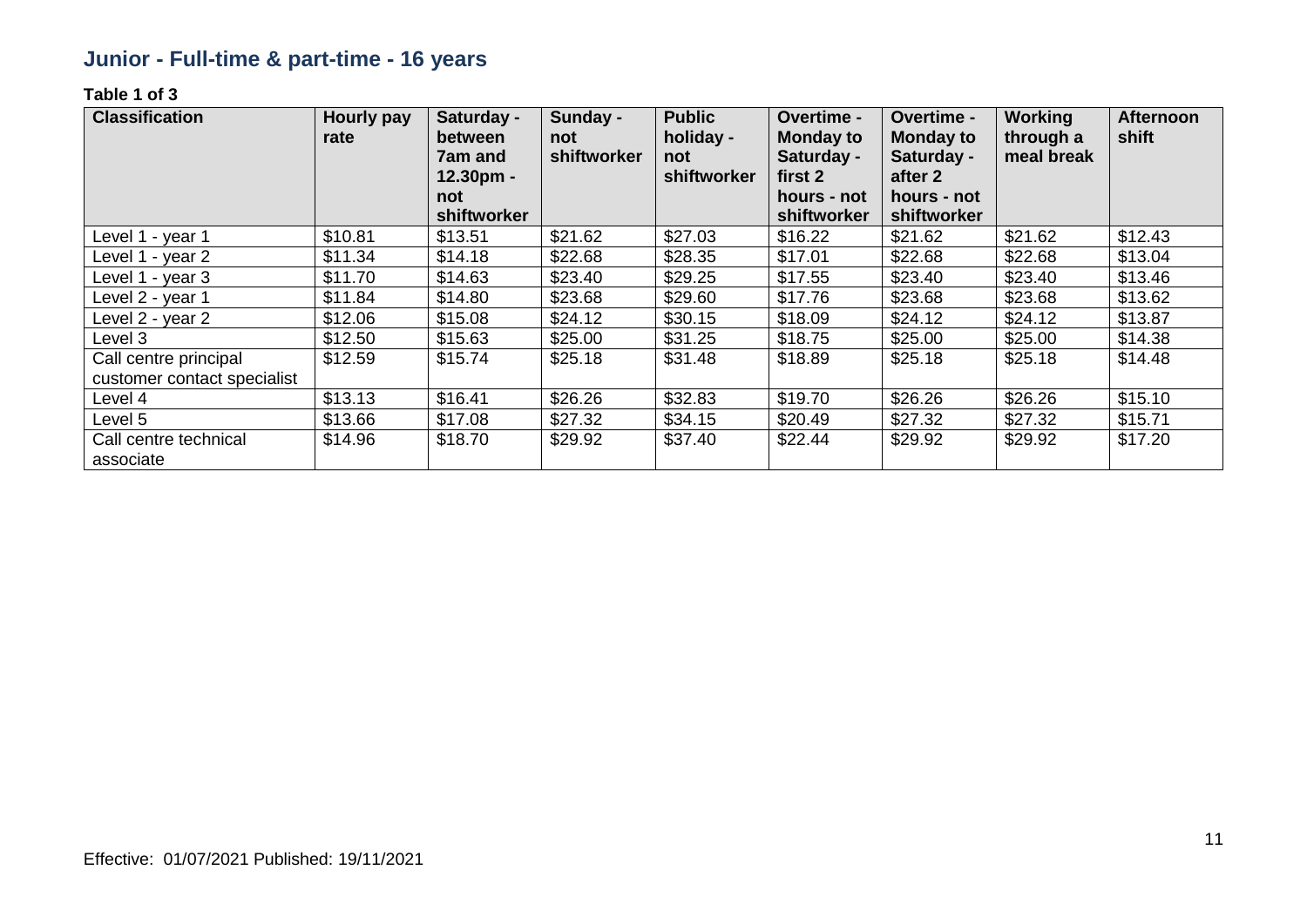## Junior - Full-time & part-time - 16 years

**Table 1 of 3**

| Classification | Hourly pay rate | Saturday - between 7am and 12.30pm - not shiftworker | Sunday - not shiftworker | Public holiday - not shiftworker | Overtime - Monday to Saturday - first 2 hours - not shiftworker | Overtime - Monday to Saturday - after 2 hours - not shiftworker | Working through a meal break | Afternoon shift |
|---|---|---|---|---|---|---|---|---|
| Level 1 - year 1 | $10.81 | $13.51 | $21.62 | $27.03 | $16.22 | $21.62 | $21.62 | $12.43 |
| Level 1 - year 2 | $11.34 | $14.18 | $22.68 | $28.35 | $17.01 | $22.68 | $22.68 | $13.04 |
| Level 1 - year 3 | $11.70 | $14.63 | $23.40 | $29.25 | $17.55 | $23.40 | $23.40 | $13.46 |
| Level 2 - year 1 | $11.84 | $14.80 | $23.68 | $29.60 | $17.76 | $23.68 | $23.68 | $13.62 |
| Level 2 - year 2 | $12.06 | $15.08 | $24.12 | $30.15 | $18.09 | $24.12 | $24.12 | $13.87 |
| Level 3 | $12.50 | $15.63 | $25.00 | $31.25 | $18.75 | $25.00 | $25.00 | $14.38 |
| Call centre principal customer contact specialist | $12.59 | $15.74 | $25.18 | $31.48 | $18.89 | $25.18 | $25.18 | $14.48 |
| Level 4 | $13.13 | $16.41 | $26.26 | $32.83 | $19.70 | $26.26 | $26.26 | $15.10 |
| Level 5 | $13.66 | $17.08 | $27.32 | $34.15 | $20.49 | $27.32 | $27.32 | $15.71 |
| Call centre technical associate | $14.96 | $18.70 | $29.92 | $37.40 | $22.44 | $29.92 | $29.92 | $17.20 |

Effective: 01/07/2021 Published: 19/11/2021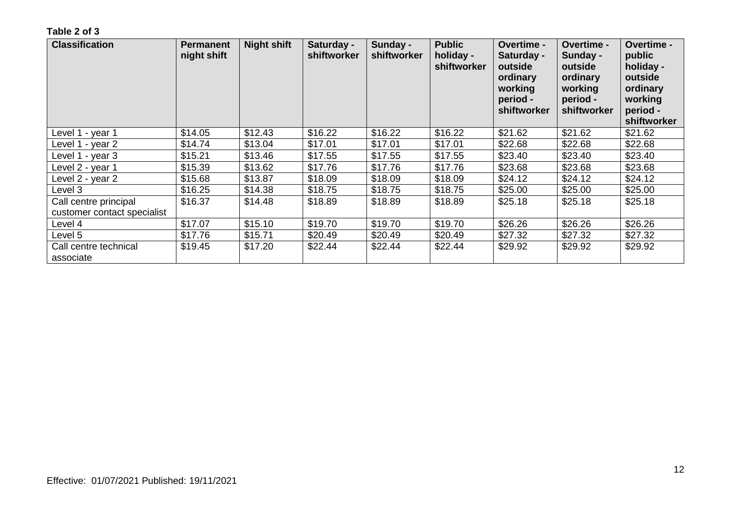**Table 2 of 3**

| Classification | Permanent night shift | Night shift | Saturday - shiftworker | Sunday - shiftworker | Public holiday - shiftworker | Overtime - Saturday - outside ordinary working period - shiftworker | Overtime - Sunday - outside ordinary working period - shiftworker | Overtime - public holiday - outside ordinary working period - shiftworker |
|---|---|---|---|---|---|---|---|---|
| Level 1 - year 1 | $14.05 | $12.43 | $16.22 | $16.22 | $16.22 | $21.62 | $21.62 | $21.62 |
| Level 1 - year 2 | $14.74 | $13.04 | $17.01 | $17.01 | $17.01 | $22.68 | $22.68 | $22.68 |
| Level 1 - year 3 | $15.21 | $13.46 | $17.55 | $17.55 | $17.55 | $23.40 | $23.40 | $23.40 |
| Level 2 - year 1 | $15.39 | $13.62 | $17.76 | $17.76 | $17.76 | $23.68 | $23.68 | $23.68 |
| Level 2 - year 2 | $15.68 | $13.87 | $18.09 | $18.09 | $18.09 | $24.12 | $24.12 | $24.12 |
| Level 3 | $16.25 | $14.38 | $18.75 | $18.75 | $18.75 | $25.00 | $25.00 | $25.00 |
| Call centre principal customer contact specialist | $16.37 | $14.48 | $18.89 | $18.89 | $18.89 | $25.18 | $25.18 | $25.18 |
| Level 4 | $17.07 | $15.10 | $19.70 | $19.70 | $19.70 | $26.26 | $26.26 | $26.26 |
| Level 5 | $17.76 | $15.71 | $20.49 | $20.49 | $20.49 | $27.32 | $27.32 | $27.32 |
| Call centre technical associate | $19.45 | $17.20 | $22.44 | $22.44 | $22.44 | $29.92 | $29.92 | $29.92 |

Effective: 01/07/2021 Published: 19/11/2021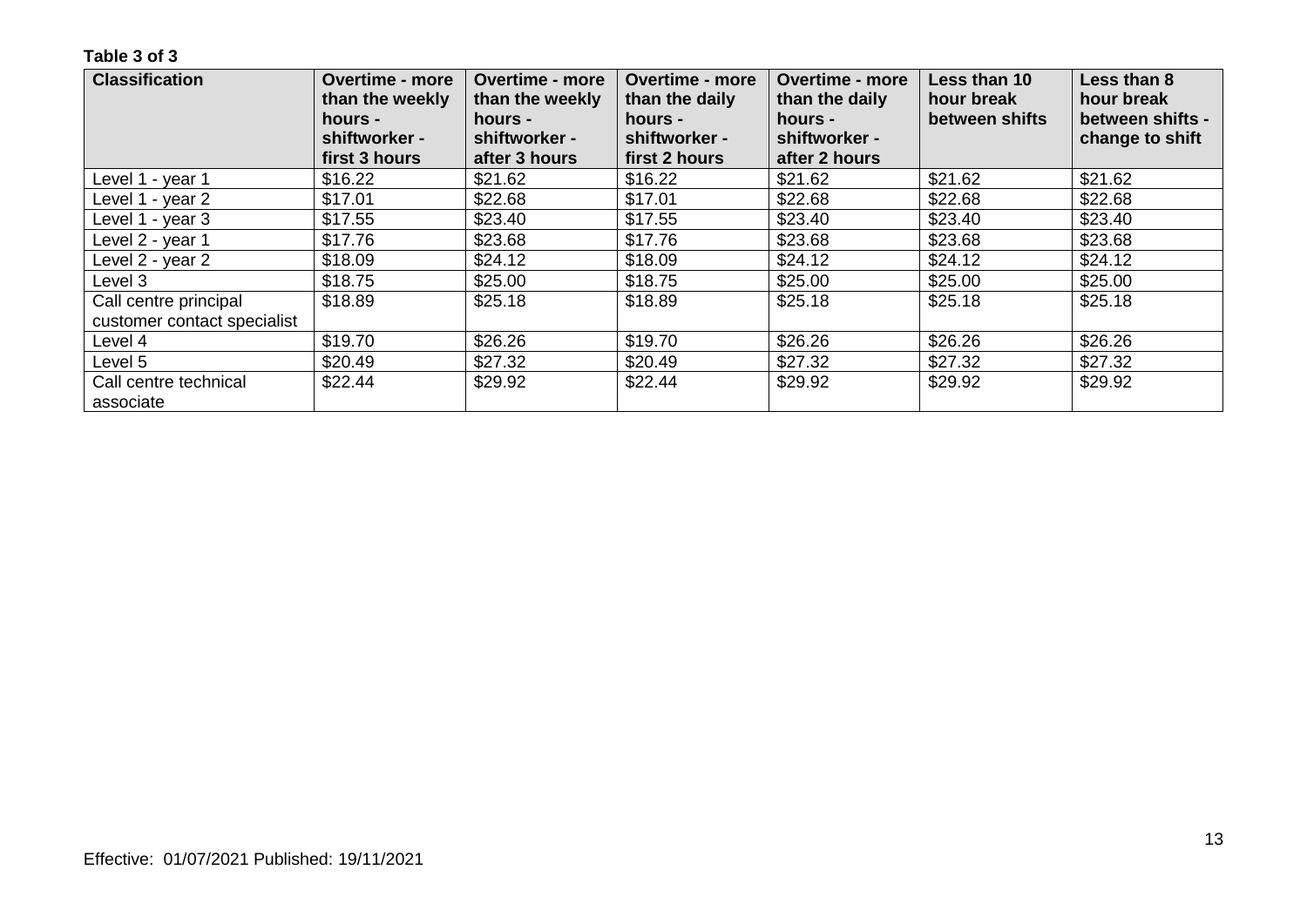**Table 3 of 3**

| Classification | Overtime - more than the weekly hours - shiftworker - first 3 hours | Overtime - more than the weekly hours - shiftworker - after 3 hours | Overtime - more than the daily hours - shiftworker - first 2 hours | Overtime - more than the daily hours - shiftworker - after 2 hours | Less than 10 hour break between shifts | Less than 8 hour break between shifts - change to shift |
|---|---|---|---|---|---|---|
| Level 1 - year 1 | $16.22 | $21.62 | $16.22 | $21.62 | $21.62 | $21.62 |
| Level 1 - year 2 | $17.01 | $22.68 | $17.01 | $22.68 | $22.68 | $22.68 |
| Level 1 - year 3 | $17.55 | $23.40 | $17.55 | $23.40 | $23.40 | $23.40 |
| Level 2 - year 1 | $17.76 | $23.68 | $17.76 | $23.68 | $23.68 | $23.68 |
| Level 2 - year 2 | $18.09 | $24.12 | $18.09 | $24.12 | $24.12 | $24.12 |
| Level 3 | $18.75 | $25.00 | $18.75 | $25.00 | $25.00 | $25.00 |
| Call centre principal customer contact specialist | $18.89 | $25.18 | $18.89 | $25.18 | $25.18 | $25.18 |
| Level 4 | $19.70 | $26.26 | $19.70 | $26.26 | $26.26 | $26.26 |
| Level 5 | $20.49 | $27.32 | $20.49 | $27.32 | $27.32 | $27.32 |
| Call centre technical associate | $22.44 | $29.92 | $22.44 | $29.92 | $29.92 | $29.92 |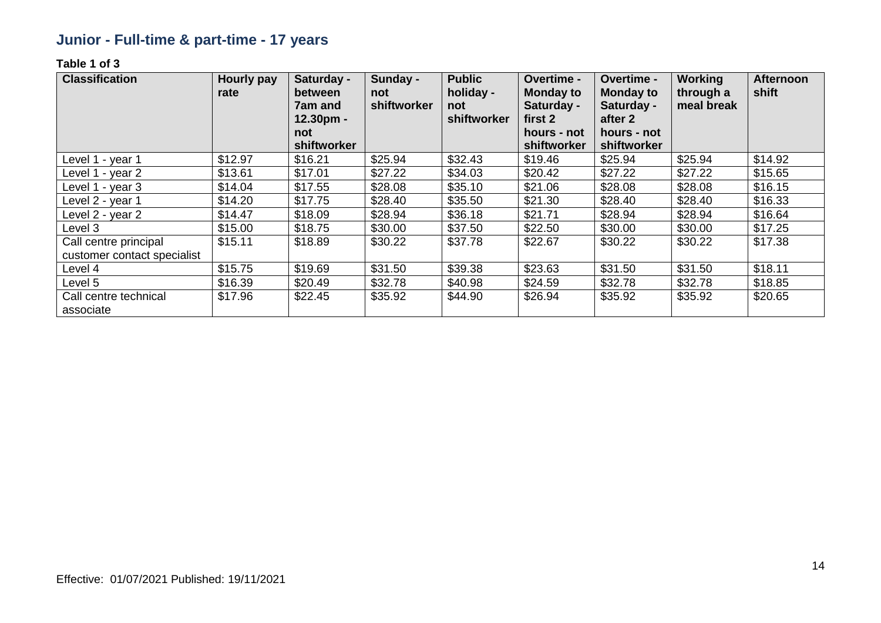## Junior - Full-time & part-time - 17 years

**Table 1 of 3**

| Classification | Hourly pay rate | Saturday - between 7am and 12.30pm - not shiftworker | Sunday - not shiftworker | Public holiday - not shiftworker | Overtime - Monday to Saturday - first 2 hours - not shiftworker | Overtime - Monday to Saturday - after 2 hours - not shiftworker | Working through a meal break | Afternoon shift |
|---|---|---|---|---|---|---|---|---|
| Level 1 - year 1 | $12.97 | $16.21 | $25.94 | $32.43 | $19.46 | $25.94 | $25.94 | $14.92 |
| Level 1 - year 2 | $13.61 | $17.01 | $27.22 | $34.03 | $20.42 | $27.22 | $27.22 | $15.65 |
| Level 1 - year 3 | $14.04 | $17.55 | $28.08 | $35.10 | $21.06 | $28.08 | $28.08 | $16.15 |
| Level 2 - year 1 | $14.20 | $17.75 | $28.40 | $35.50 | $21.30 | $28.40 | $28.40 | $16.33 |
| Level 2 - year 2 | $14.47 | $18.09 | $28.94 | $36.18 | $21.71 | $28.94 | $28.94 | $16.64 |
| Level 3 | $15.00 | $18.75 | $30.00 | $37.50 | $22.50 | $30.00 | $30.00 | $17.25 |
| Call centre principal customer contact specialist | $15.11 | $18.89 | $30.22 | $37.78 | $22.67 | $30.22 | $30.22 | $17.38 |
| Level 4 | $15.75 | $19.69 | $31.50 | $39.38 | $23.63 | $31.50 | $31.50 | $18.11 |
| Level 5 | $16.39 | $20.49 | $32.78 | $40.98 | $24.59 | $32.78 | $32.78 | $18.85 |
| Call centre technical associate | $17.96 | $22.45 | $35.92 | $44.90 | $26.94 | $35.92 | $35.92 | $20.65 |

Effective: 01/07/2021 Published: 19/11/2021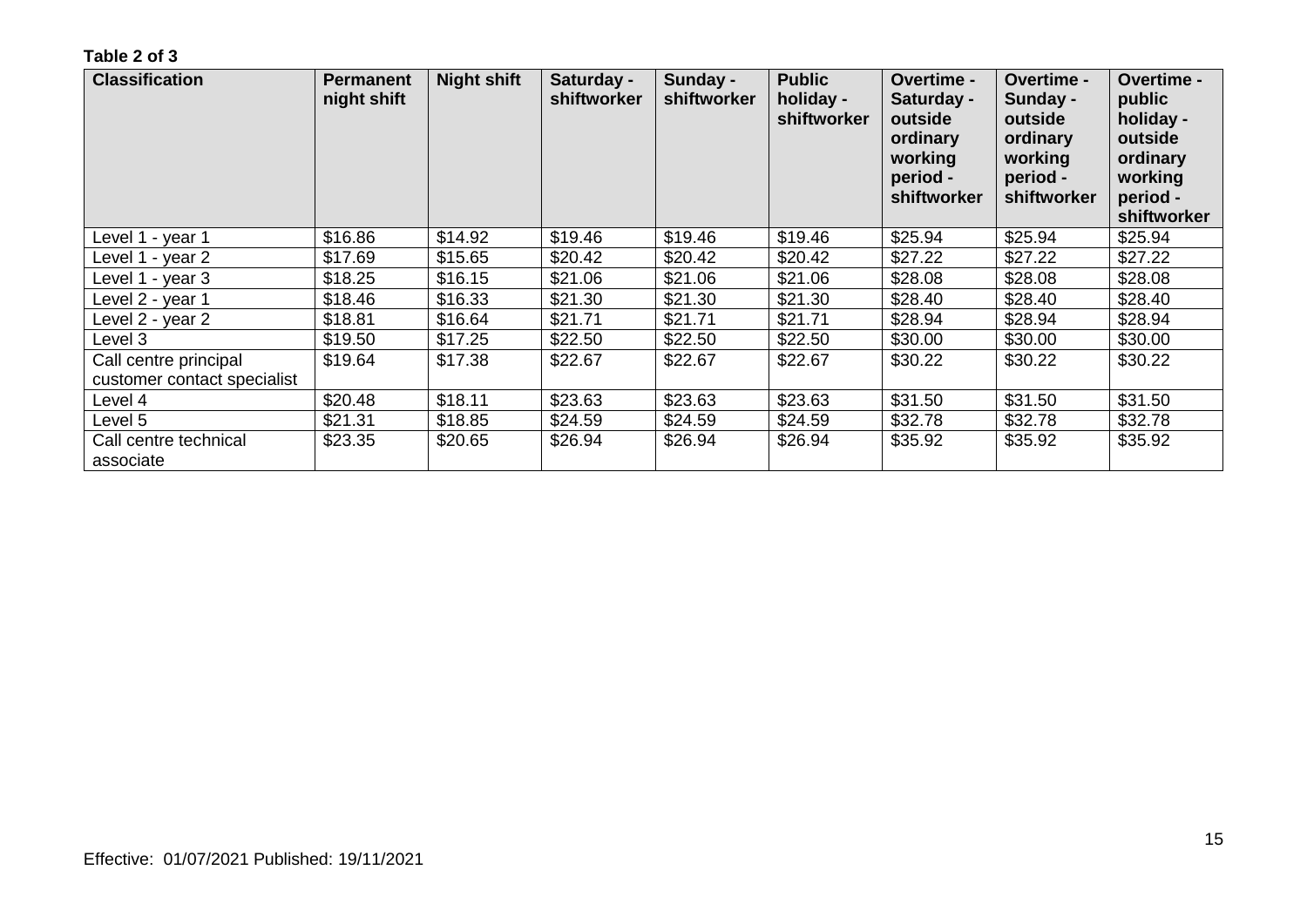**Table 2 of 3**

| Classification | Permanent night shift | Night shift | Saturday - shiftworker | Sunday - shiftworker | Public holiday - shiftworker | Overtime - Saturday - outside ordinary working period - shiftworker | Overtime - Sunday - outside ordinary working period - shiftworker | Overtime - public holiday - outside ordinary working period - shiftworker |
|---|---|---|---|---|---|---|---|---|
| Level 1 - year 1 | $16.86 | $14.92 | $19.46 | $19.46 | $19.46 | $25.94 | $25.94 | $25.94 |
| Level 1 - year 2 | $17.69 | $15.65 | $20.42 | $20.42 | $20.42 | $27.22 | $27.22 | $27.22 |
| Level 1 - year 3 | $18.25 | $16.15 | $21.06 | $21.06 | $21.06 | $28.08 | $28.08 | $28.08 |
| Level 2 - year 1 | $18.46 | $16.33 | $21.30 | $21.30 | $21.30 | $28.40 | $28.40 | $28.40 |
| Level 2 - year 2 | $18.81 | $16.64 | $21.71 | $21.71 | $21.71 | $28.94 | $28.94 | $28.94 |
| Level 3 | $19.50 | $17.25 | $22.50 | $22.50 | $22.50 | $30.00 | $30.00 | $30.00 |
| Call centre principal customer contact specialist | $19.64 | $17.38 | $22.67 | $22.67 | $22.67 | $30.22 | $30.22 | $30.22 |
| Level 4 | $20.48 | $18.11 | $23.63 | $23.63 | $23.63 | $31.50 | $31.50 | $31.50 |
| Level 5 | $21.31 | $18.85 | $24.59 | $24.59 | $24.59 | $32.78 | $32.78 | $32.78 |
| Call centre technical associate | $23.35 | $20.65 | $26.94 | $26.94 | $26.94 | $35.92 | $35.92 | $35.92 |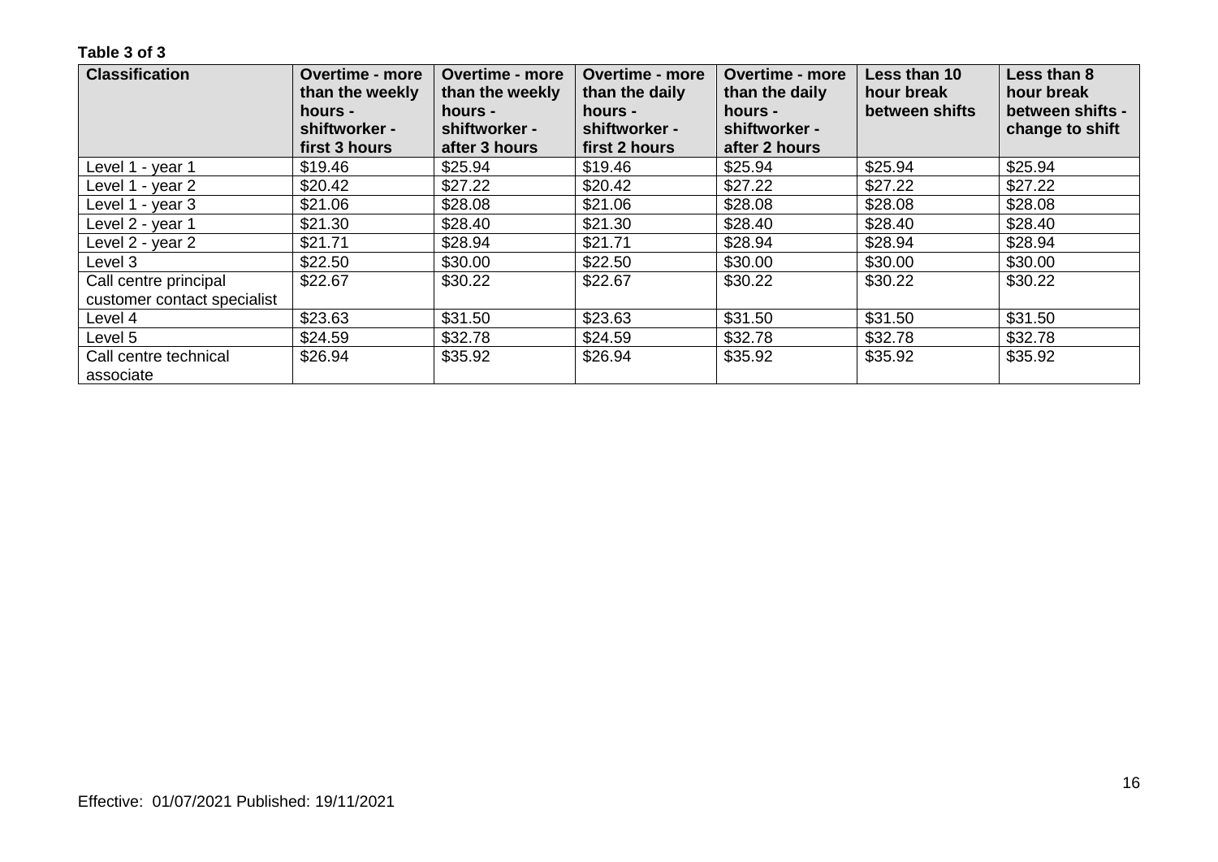**Table 3 of 3**

| Classification | Overtime - more than the weekly hours - shiftworker - first 3 hours | Overtime - more than the weekly hours - shiftworker - after 3 hours | Overtime - more than the daily hours - shiftworker - first 2 hours | Overtime - more than the daily hours - shiftworker - after 2 hours | Less than 10 hour break between shifts | Less than 8 hour break between shifts - change to shift |
|---|---|---|---|---|---|---|
| Level 1 - year 1 | $19.46 | $25.94 | $19.46 | $25.94 | $25.94 | $25.94 |
| Level 1 - year 2 | $20.42 | $27.22 | $20.42 | $27.22 | $27.22 | $27.22 |
| Level 1 - year 3 | $21.06 | $28.08 | $21.06 | $28.08 | $28.08 | $28.08 |
| Level 2 - year 1 | $21.30 | $28.40 | $21.30 | $28.40 | $28.40 | $28.40 |
| Level 2 - year 2 | $21.71 | $28.94 | $21.71 | $28.94 | $28.94 | $28.94 |
| Level 3 | $22.50 | $30.00 | $22.50 | $30.00 | $30.00 | $30.00 |
| Call centre principal customer contact specialist | $22.67 | $30.22 | $22.67 | $30.22 | $30.22 | $30.22 |
| Level 4 | $23.63 | $31.50 | $23.63 | $31.50 | $31.50 | $31.50 |
| Level 5 | $24.59 | $32.78 | $24.59 | $32.78 | $32.78 | $32.78 |
| Call centre technical associate | $26.94 | $35.92 | $26.94 | $35.92 | $35.92 | $35.92 |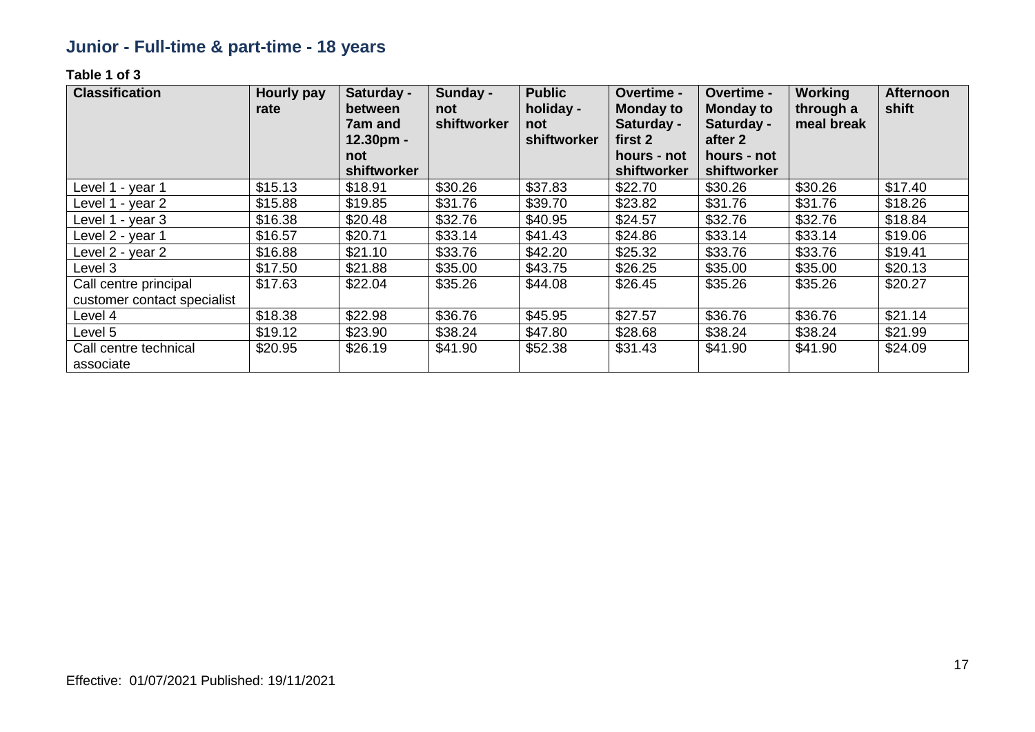## Junior - Full-time & part-time - 18 years

**Table 1 of 3**

| Classification | Hourly pay rate | Saturday - between 7am and 12.30pm - not shiftworker | Sunday - not shiftworker | Public holiday - not shiftworker | Overtime - Monday to Saturday - first 2 hours - not shiftworker | Overtime - Monday to Saturday - after 2 hours - not shiftworker | Working through a meal break | Afternoon shift |
|---|---|---|---|---|---|---|---|---|
| Level 1 - year 1 | $15.13 | $18.91 | $30.26 | $37.83 | $22.70 | $30.26 | $30.26 | $17.40 |
| Level 1 - year 2 | $15.88 | $19.85 | $31.76 | $39.70 | $23.82 | $31.76 | $31.76 | $18.26 |
| Level 1 - year 3 | $16.38 | $20.48 | $32.76 | $40.95 | $24.57 | $32.76 | $32.76 | $18.84 |
| Level 2 - year 1 | $16.57 | $20.71 | $33.14 | $41.43 | $24.86 | $33.14 | $33.14 | $19.06 |
| Level 2 - year 2 | $16.88 | $21.10 | $33.76 | $42.20 | $25.32 | $33.76 | $33.76 | $19.41 |
| Level 3 | $17.50 | $21.88 | $35.00 | $43.75 | $26.25 | $35.00 | $35.00 | $20.13 |
| Call centre principal customer contact specialist | $17.63 | $22.04 | $35.26 | $44.08 | $26.45 | $35.26 | $35.26 | $20.27 |
| Level 4 | $18.38 | $22.98 | $36.76 | $45.95 | $27.57 | $36.76 | $36.76 | $21.14 |
| Level 5 | $19.12 | $23.90 | $38.24 | $47.80 | $28.68 | $38.24 | $38.24 | $21.99 |
| Call centre technical associate | $20.95 | $26.19 | $41.90 | $52.38 | $31.43 | $41.90 | $41.90 | $24.09 |

Effective: 01/07/2021 Published: 19/11/2021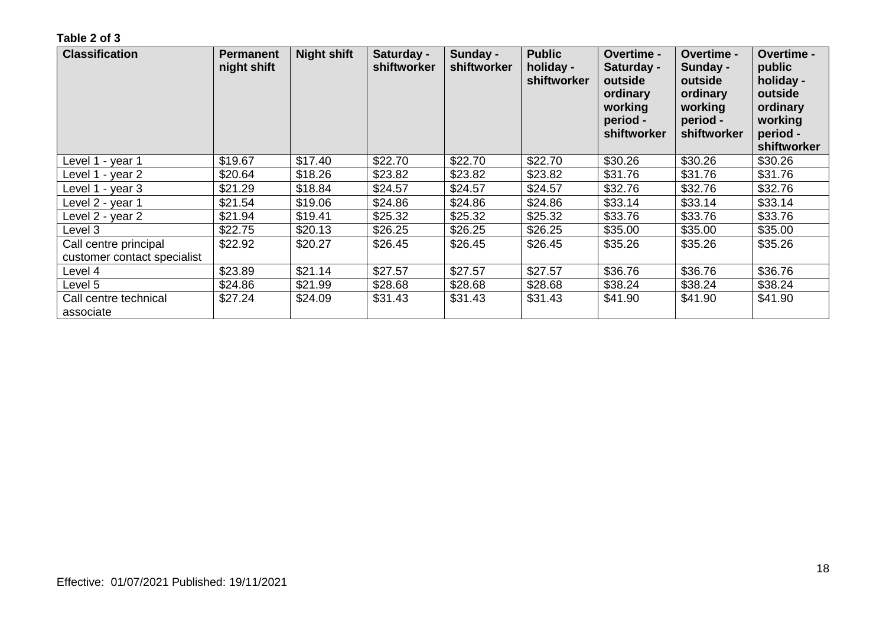**Table 2 of 3**

| Classification | Permanent night shift | Night shift | Saturday - shiftworker | Sunday - shiftworker | Public holiday - shiftworker | Overtime - Saturday - outside ordinary working period - shiftworker | Overtime - Sunday - outside ordinary working period - shiftworker | Overtime - public holiday - outside ordinary working period - shiftworker |
|---|---|---|---|---|---|---|---|---|
| Level 1 - year 1 | $19.67 | $17.40 | $22.70 | $22.70 | $22.70 | $30.26 | $30.26 | $30.26 |
| Level 1 - year 2 | $20.64 | $18.26 | $23.82 | $23.82 | $23.82 | $31.76 | $31.76 | $31.76 |
| Level 1 - year 3 | $21.29 | $18.84 | $24.57 | $24.57 | $24.57 | $32.76 | $32.76 | $32.76 |
| Level 2 - year 1 | $21.54 | $19.06 | $24.86 | $24.86 | $24.86 | $33.14 | $33.14 | $33.14 |
| Level 2 - year 2 | $21.94 | $19.41 | $25.32 | $25.32 | $25.32 | $33.76 | $33.76 | $33.76 |
| Level 3 | $22.75 | $20.13 | $26.25 | $26.25 | $26.25 | $35.00 | $35.00 | $35.00 |
| Call centre principal customer contact specialist | $22.92 | $20.27 | $26.45 | $26.45 | $26.45 | $35.26 | $35.26 | $35.26 |
| Level 4 | $23.89 | $21.14 | $27.57 | $27.57 | $27.57 | $36.76 | $36.76 | $36.76 |
| Level 5 | $24.86 | $21.99 | $28.68 | $28.68 | $28.68 | $38.24 | $38.24 | $38.24 |
| Call centre technical associate | $27.24 | $24.09 | $31.43 | $31.43 | $31.43 | $41.90 | $41.90 | $41.90 |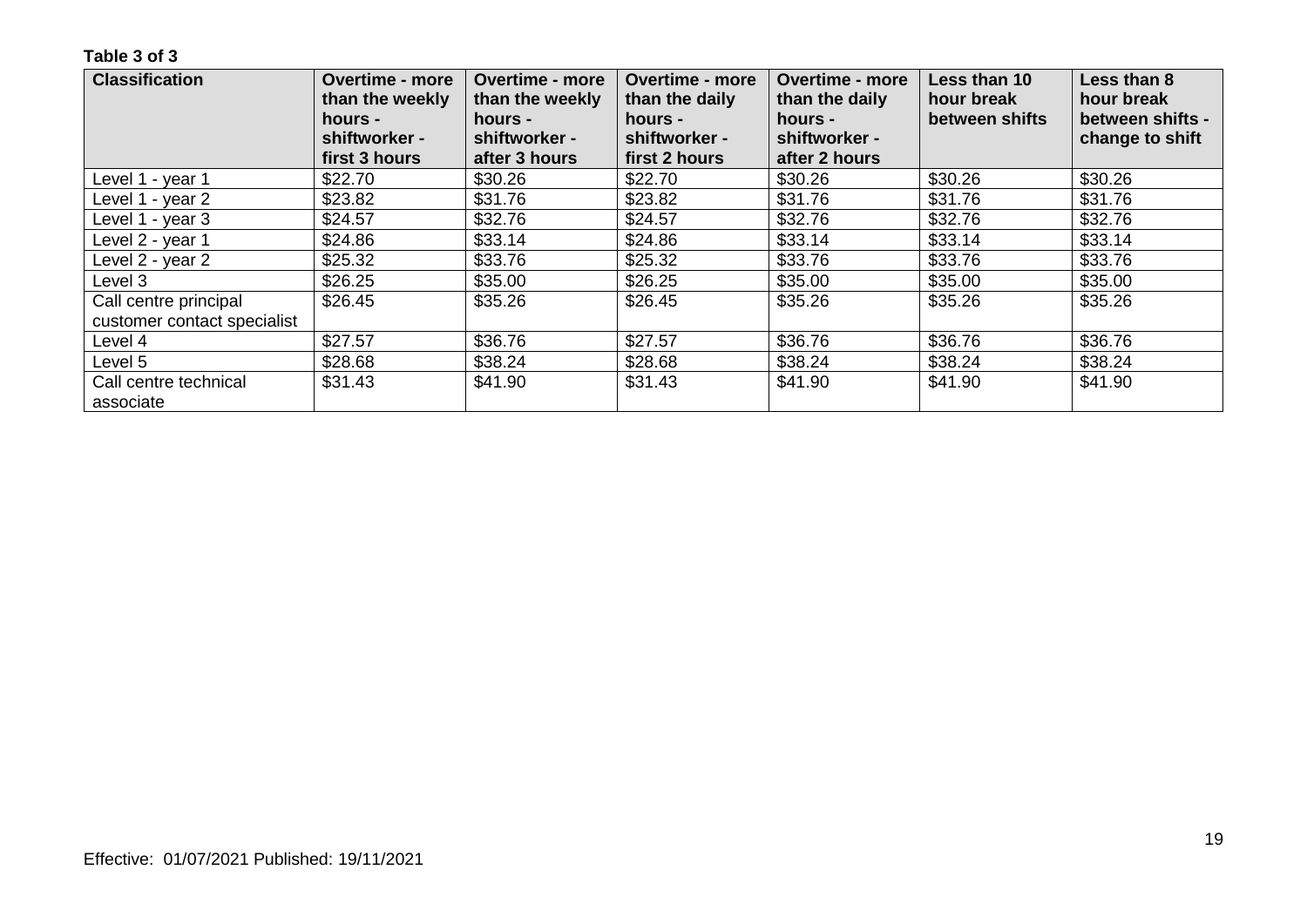**Table 3 of 3**

| Classification | Overtime - more than the weekly hours - shiftworker - first 3 hours | Overtime - more than the weekly hours - shiftworker - after 3 hours | Overtime - more than the daily hours - shiftworker - first 2 hours | Overtime - more than the daily hours - shiftworker - after 2 hours | Less than 10 hour break between shifts | Less than 8 hour break between shifts - change to shift |
|---|---|---|---|---|---|---|
| Level 1 - year 1 | $22.70 | $30.26 | $22.70 | $30.26 | $30.26 | $30.26 |
| Level 1 - year 2 | $23.82 | $31.76 | $23.82 | $31.76 | $31.76 | $31.76 |
| Level 1 - year 3 | $24.57 | $32.76 | $24.57 | $32.76 | $32.76 | $32.76 |
| Level 2 - year 1 | $24.86 | $33.14 | $24.86 | $33.14 | $33.14 | $33.14 |
| Level 2 - year 2 | $25.32 | $33.76 | $25.32 | $33.76 | $33.76 | $33.76 |
| Level 3 | $26.25 | $35.00 | $26.25 | $35.00 | $35.00 | $35.00 |
| Call centre principal customer contact specialist | $26.45 | $35.26 | $26.45 | $35.26 | $35.26 | $35.26 |
| Level 4 | $27.57 | $36.76 | $27.57 | $36.76 | $36.76 | $36.76 |
| Level 5 | $28.68 | $38.24 | $28.68 | $38.24 | $38.24 | $38.24 |
| Call centre technical associate | $31.43 | $41.90 | $31.43 | $41.90 | $41.90 | $41.90 |

Effective: 01/07/2021 Published: 19/11/2021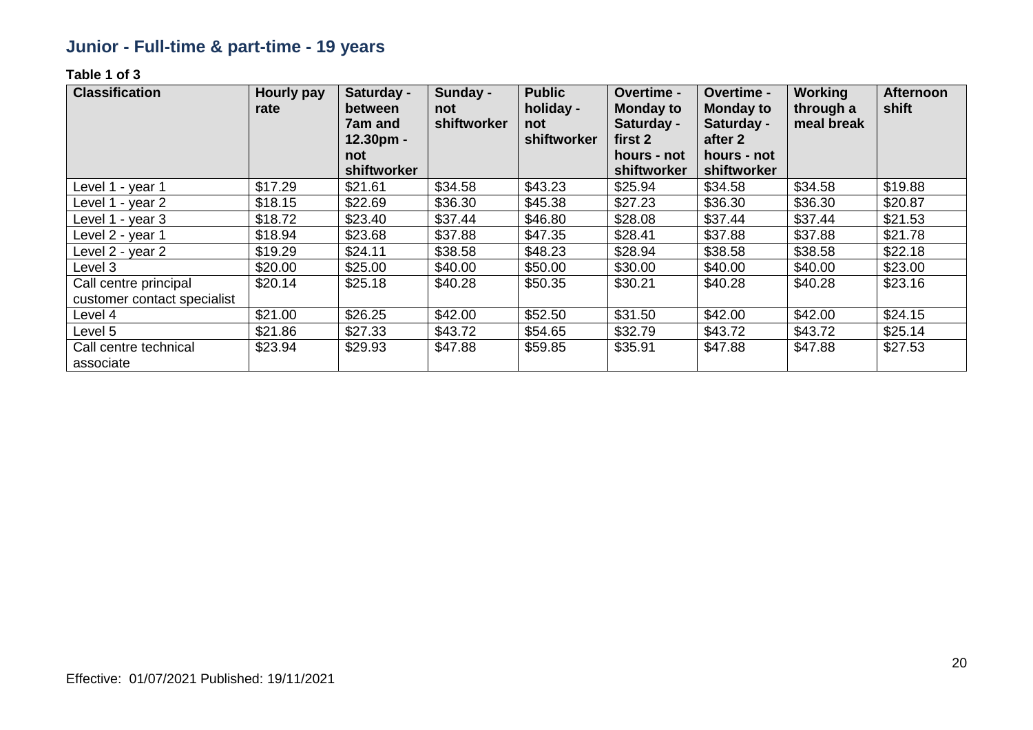## Junior - Full-time & part-time - 19 years

**Table 1 of 3**

| Classification | Hourly pay rate | Saturday - between 7am and 12.30pm - not shiftworker | Sunday - not shiftworker | Public holiday - not shiftworker | Overtime - Monday to Saturday - first 2 hours - not shiftworker | Overtime - Monday to Saturday - after 2 hours - not shiftworker | Working through a meal break | Afternoon shift |
|---|---|---|---|---|---|---|---|---|
| Level 1 - year 1 | $17.29 | $21.61 | $34.58 | $43.23 | $25.94 | $34.58 | $34.58 | $19.88 |
| Level 1 - year 2 | $18.15 | $22.69 | $36.30 | $45.38 | $27.23 | $36.30 | $36.30 | $20.87 |
| Level 1 - year 3 | $18.72 | $23.40 | $37.44 | $46.80 | $28.08 | $37.44 | $37.44 | $21.53 |
| Level 2 - year 1 | $18.94 | $23.68 | $37.88 | $47.35 | $28.41 | $37.88 | $37.88 | $21.78 |
| Level 2 - year 2 | $19.29 | $24.11 | $38.58 | $48.23 | $28.94 | $38.58 | $38.58 | $22.18 |
| Level 3 | $20.00 | $25.00 | $40.00 | $50.00 | $30.00 | $40.00 | $40.00 | $23.00 |
| Call centre principal customer contact specialist | $20.14 | $25.18 | $40.28 | $50.35 | $30.21 | $40.28 | $40.28 | $23.16 |
| Level 4 | $21.00 | $26.25 | $42.00 | $52.50 | $31.50 | $42.00 | $42.00 | $24.15 |
| Level 5 | $21.86 | $27.33 | $43.72 | $54.65 | $32.79 | $43.72 | $43.72 | $25.14 |
| Call centre technical associate | $23.94 | $29.93 | $47.88 | $59.85 | $35.91 | $47.88 | $47.88 | $27.53 |

Effective: 01/07/2021 Published: 19/11/2021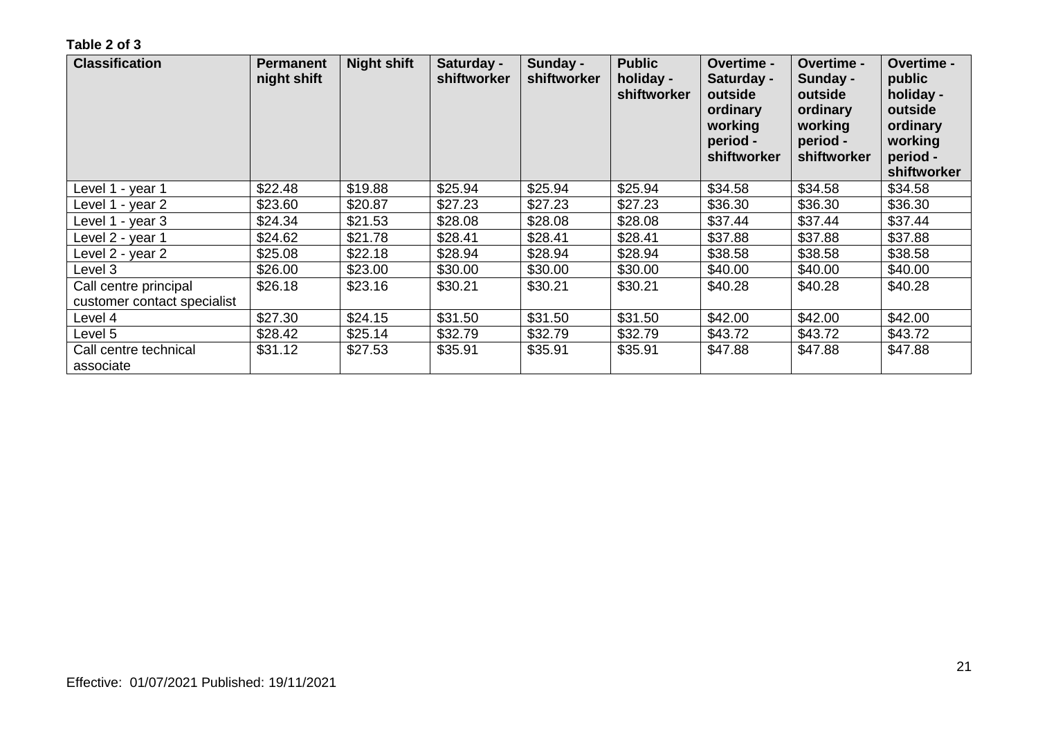**Table 2 of 3**

| Classification | Permanent night shift | Night shift | Saturday - shiftworker | Sunday - shiftworker | Public holiday - shiftworker | Overtime - Saturday - outside ordinary working period - shiftworker | Overtime - Sunday - outside ordinary working period - shiftworker | Overtime - public holiday - outside ordinary working period - shiftworker |
|---|---|---|---|---|---|---|---|---|
| Level 1 - year 1 | $22.48 | $19.88 | $25.94 | $25.94 | $25.94 | $34.58 | $34.58 | $34.58 |
| Level 1 - year 2 | $23.60 | $20.87 | $27.23 | $27.23 | $27.23 | $36.30 | $36.30 | $36.30 |
| Level 1 - year 3 | $24.34 | $21.53 | $28.08 | $28.08 | $28.08 | $37.44 | $37.44 | $37.44 |
| Level 2 - year 1 | $24.62 | $21.78 | $28.41 | $28.41 | $28.41 | $37.88 | $37.88 | $37.88 |
| Level 2 - year 2 | $25.08 | $22.18 | $28.94 | $28.94 | $28.94 | $38.58 | $38.58 | $38.58 |
| Level 3 | $26.00 | $23.00 | $30.00 | $30.00 | $30.00 | $40.00 | $40.00 | $40.00 |
| Call centre principal customer contact specialist | $26.18 | $23.16 | $30.21 | $30.21 | $30.21 | $40.28 | $40.28 | $40.28 |
| Level 4 | $27.30 | $24.15 | $31.50 | $31.50 | $31.50 | $42.00 | $42.00 | $42.00 |
| Level 5 | $28.42 | $25.14 | $32.79 | $32.79 | $32.79 | $43.72 | $43.72 | $43.72 |
| Call centre technical associate | $31.12 | $27.53 | $35.91 | $35.91 | $35.91 | $47.88 | $47.88 | $47.88 |

Effective: 01/07/2021 Published: 19/11/2021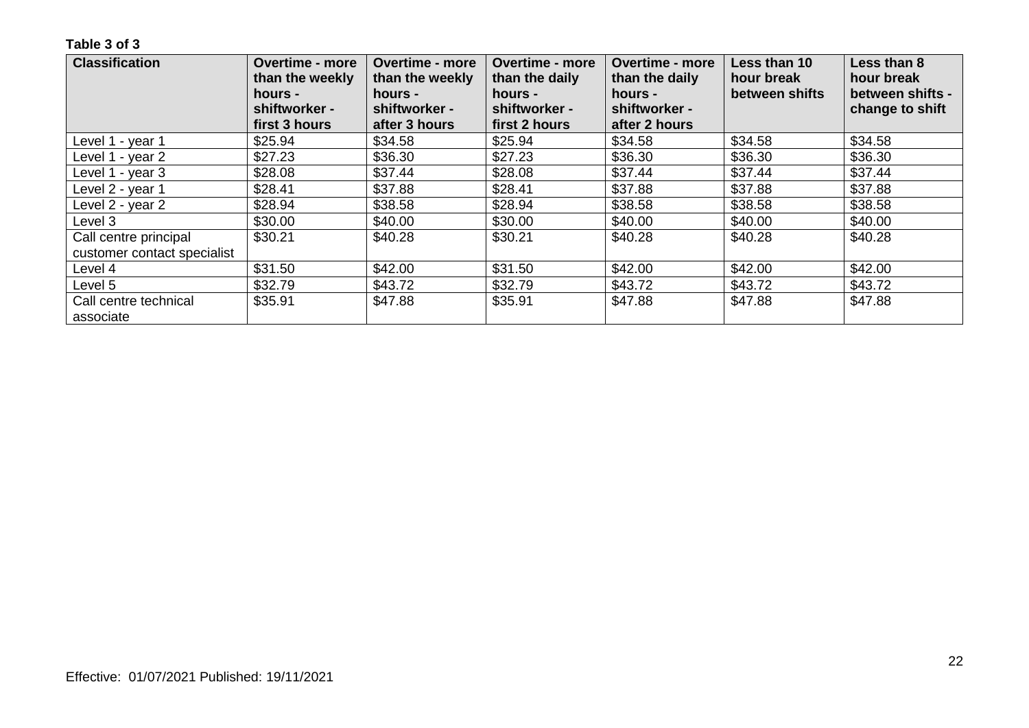**Table 3 of 3**

| Classification | Overtime - more than the weekly hours - shiftworker - first 3 hours | Overtime - more than the weekly hours - shiftworker - after 3 hours | Overtime - more than the daily hours - shiftworker - first 2 hours | Overtime - more than the daily hours - shiftworker - after 2 hours | Less than 10 hour break between shifts | Less than 8 hour break between shifts - change to shift |
|---|---|---|---|---|---|---|
| Level 1 - year 1 | $25.94 | $34.58 | $25.94 | $34.58 | $34.58 | $34.58 |
| Level 1 - year 2 | $27.23 | $36.30 | $27.23 | $36.30 | $36.30 | $36.30 |
| Level 1 - year 3 | $28.08 | $37.44 | $28.08 | $37.44 | $37.44 | $37.44 |
| Level 2 - year 1 | $28.41 | $37.88 | $28.41 | $37.88 | $37.88 | $37.88 |
| Level 2 - year 2 | $28.94 | $38.58 | $28.94 | $38.58 | $38.58 | $38.58 |
| Level 3 | $30.00 | $40.00 | $30.00 | $40.00 | $40.00 | $40.00 |
| Call centre principal customer contact specialist | $30.21 | $40.28 | $30.21 | $40.28 | $40.28 | $40.28 |
| Level 4 | $31.50 | $42.00 | $31.50 | $42.00 | $42.00 | $42.00 |
| Level 5 | $32.79 | $43.72 | $32.79 | $43.72 | $43.72 | $43.72 |
| Call centre technical associate | $35.91 | $47.88 | $35.91 | $47.88 | $47.88 | $47.88 |

Effective: 01/07/2021 Published: 19/11/2021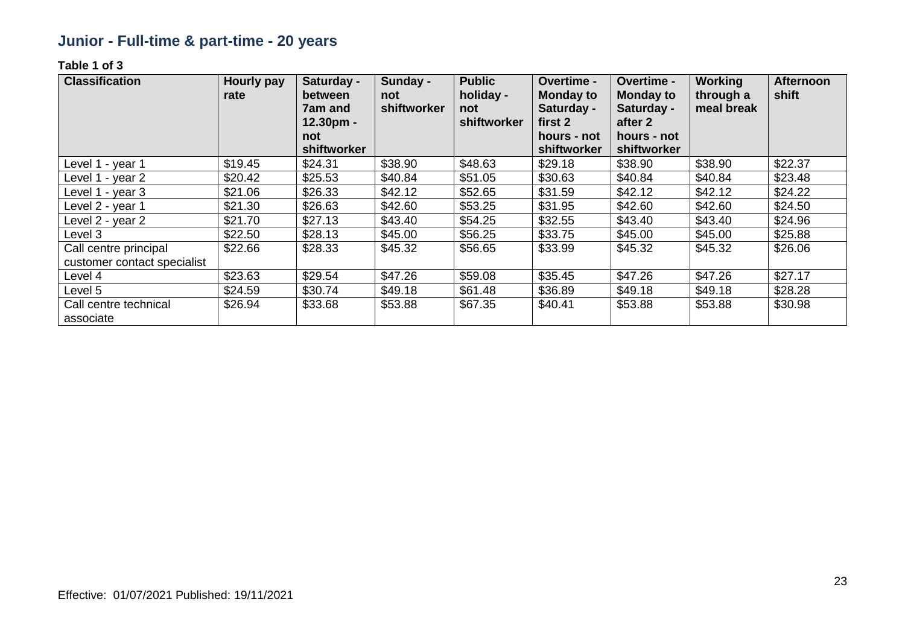## Junior - Full-time & part-time - 20 years

**Table 1 of 3**

| Classification | Hourly pay rate | Saturday - between 7am and 12.30pm - not shiftworker | Sunday - not shiftworker | Public holiday - not shiftworker | Overtime - Monday to Saturday - first 2 hours - not shiftworker | Overtime - Monday to Saturday - after 2 hours - not shiftworker | Working through a meal break | Afternoon shift |
|---|---|---|---|---|---|---|---|---|
| Level 1 - year 1 | $19.45 | $24.31 | $38.90 | $48.63 | $29.18 | $38.90 | $38.90 | $22.37 |
| Level 1 - year 2 | $20.42 | $25.53 | $40.84 | $51.05 | $30.63 | $40.84 | $40.84 | $23.48 |
| Level 1 - year 3 | $21.06 | $26.33 | $42.12 | $52.65 | $31.59 | $42.12 | $42.12 | $24.22 |
| Level 2 - year 1 | $21.30 | $26.63 | $42.60 | $53.25 | $31.95 | $42.60 | $42.60 | $24.50 |
| Level 2 - year 2 | $21.70 | $27.13 | $43.40 | $54.25 | $32.55 | $43.40 | $43.40 | $24.96 |
| Level 3 | $22.50 | $28.13 | $45.00 | $56.25 | $33.75 | $45.00 | $45.00 | $25.88 |
| Call centre principal customer contact specialist | $22.66 | $28.33 | $45.32 | $56.65 | $33.99 | $45.32 | $45.32 | $26.06 |
| Level 4 | $23.63 | $29.54 | $47.26 | $59.08 | $35.45 | $47.26 | $47.26 | $27.17 |
| Level 5 | $24.59 | $30.74 | $49.18 | $61.48 | $36.89 | $49.18 | $49.18 | $28.28 |
| Call centre technical associate | $26.94 | $33.68 | $53.88 | $67.35 | $40.41 | $53.88 | $53.88 | $30.98 |

Effective: 01/07/2021 Published: 19/11/2021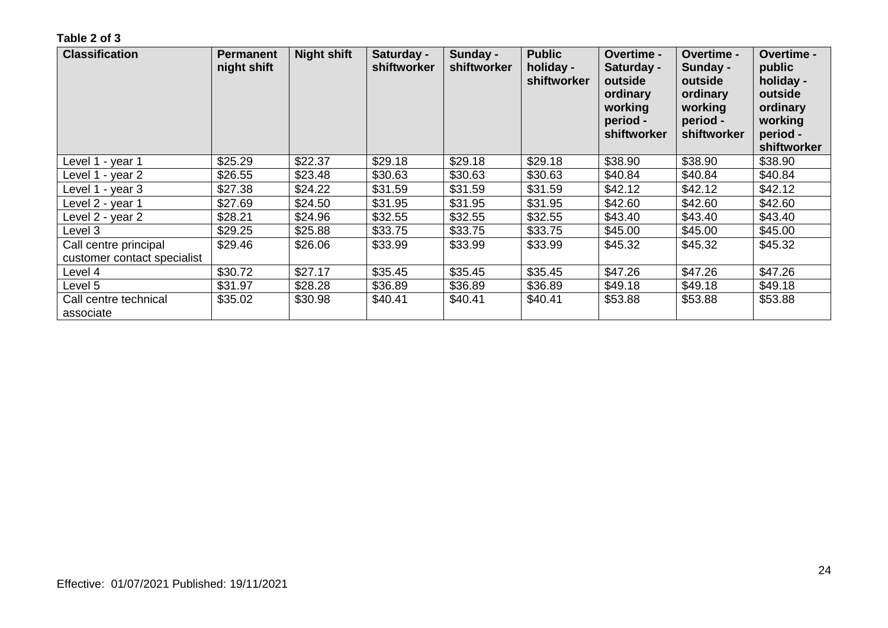**Table 2 of 3**

| Classification | Permanent night shift | Night shift | Saturday - shiftworker | Sunday - shiftworker | Public holiday - shiftworker | Overtime - Saturday - outside ordinary working period - shiftworker | Overtime - Sunday - outside ordinary working period - shiftworker | Overtime - public holiday - outside ordinary working period - shiftworker |
|---|---|---|---|---|---|---|---|---|
| Level 1 - year 1 | $25.29 | $22.37 | $29.18 | $29.18 | $29.18 | $38.90 | $38.90 | $38.90 |
| Level 1 - year 2 | $26.55 | $23.48 | $30.63 | $30.63 | $30.63 | $40.84 | $40.84 | $40.84 |
| Level 1 - year 3 | $27.38 | $24.22 | $31.59 | $31.59 | $31.59 | $42.12 | $42.12 | $42.12 |
| Level 2 - year 1 | $27.69 | $24.50 | $31.95 | $31.95 | $31.95 | $42.60 | $42.60 | $42.60 |
| Level 2 - year 2 | $28.21 | $24.96 | $32.55 | $32.55 | $32.55 | $43.40 | $43.40 | $43.40 |
| Level 3 | $29.25 | $25.88 | $33.75 | $33.75 | $33.75 | $45.00 | $45.00 | $45.00 |
| Call centre principal customer contact specialist | $29.46 | $26.06 | $33.99 | $33.99 | $33.99 | $45.32 | $45.32 | $45.32 |
| Level 4 | $30.72 | $27.17 | $35.45 | $35.45 | $35.45 | $47.26 | $47.26 | $47.26 |
| Level 5 | $31.97 | $28.28 | $36.89 | $36.89 | $36.89 | $49.18 | $49.18 | $49.18 |
| Call centre technical associate | $35.02 | $30.98 | $40.41 | $40.41 | $40.41 | $53.88 | $53.88 | $53.88 |

Effective: 01/07/2021 Published: 19/11/2021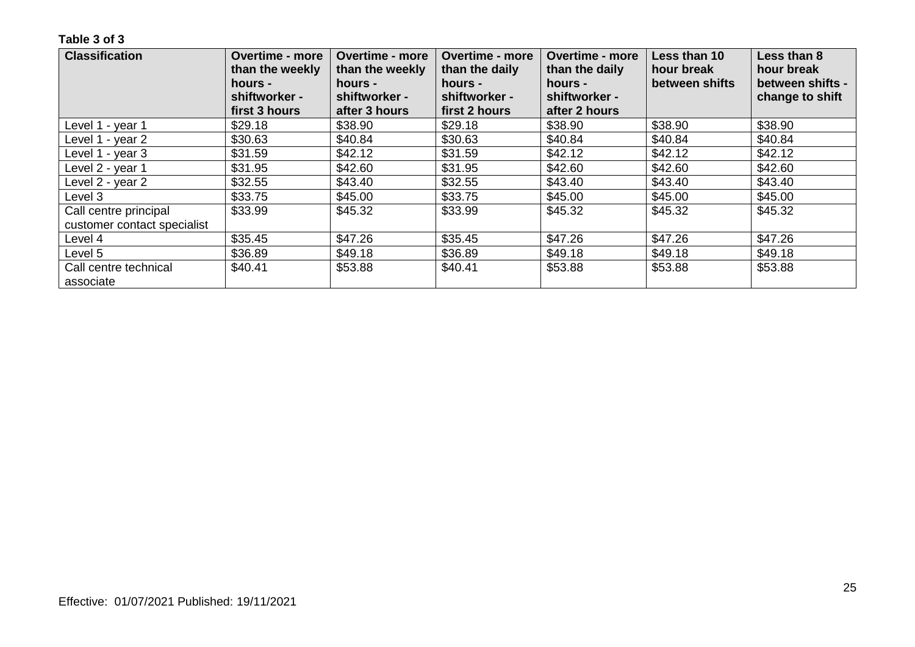**Table 3 of 3**

| Classification | Overtime - more than the weekly hours - shiftworker - first 3 hours | Overtime - more than the weekly hours - shiftworker - after 3 hours | Overtime - more than the daily hours - shiftworker - first 2 hours | Overtime - more than the daily hours - shiftworker - after 2 hours | Less than 10 hour break between shifts | Less than 8 hour break between shifts - change to shift |
|---|---|---|---|---|---|---|
| Level 1 - year 1 | $29.18 | $38.90 | $29.18 | $38.90 | $38.90 | $38.90 |
| Level 1 - year 2 | $30.63 | $40.84 | $30.63 | $40.84 | $40.84 | $40.84 |
| Level 1 - year 3 | $31.59 | $42.12 | $31.59 | $42.12 | $42.12 | $42.12 |
| Level 2 - year 1 | $31.95 | $42.60 | $31.95 | $42.60 | $42.60 | $42.60 |
| Level 2 - year 2 | $32.55 | $43.40 | $32.55 | $43.40 | $43.40 | $43.40 |
| Level 3 | $33.75 | $45.00 | $33.75 | $45.00 | $45.00 | $45.00 |
| Call centre principal customer contact specialist | $33.99 | $45.32 | $33.99 | $45.32 | $45.32 | $45.32 |
| Level 4 | $35.45 | $47.26 | $35.45 | $47.26 | $47.26 | $47.26 |
| Level 5 | $36.89 | $49.18 | $36.89 | $49.18 | $49.18 | $49.18 |
| Call centre technical associate | $40.41 | $53.88 | $40.41 | $53.88 | $53.88 | $53.88 |

Effective: 01/07/2021 Published: 19/11/2021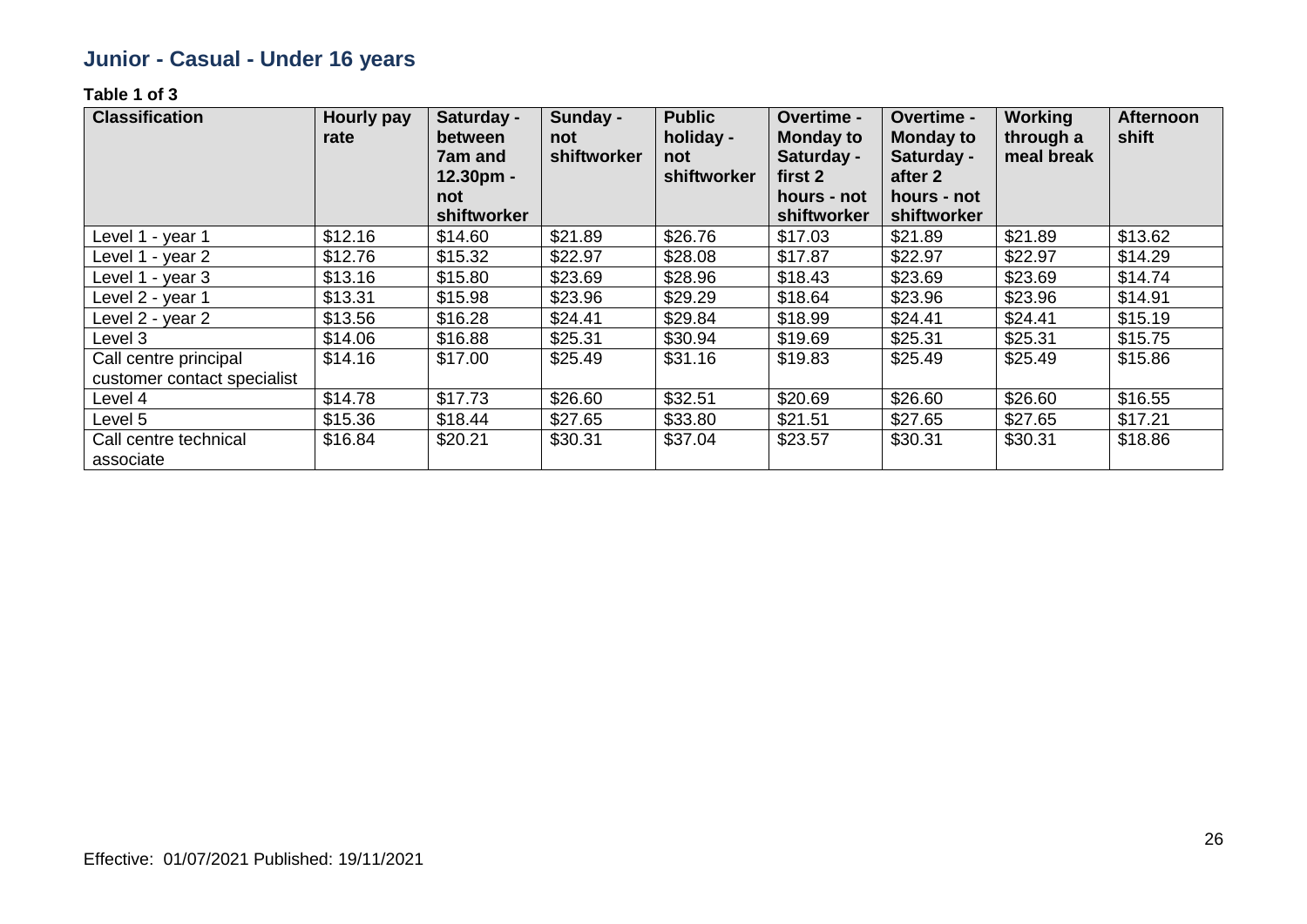## Junior - Casual - Under 16 years

**Table 1 of 3**

| Classification | Hourly pay rate | Saturday - between 7am and 12.30pm - not shiftworker | Sunday - not shiftworker | Public holiday - not shiftworker | Overtime - Monday to Saturday - first 2 hours - not shiftworker | Overtime - Monday to Saturday - after 2 hours - not shiftworker | Working through a meal break | Afternoon shift |
|---|---|---|---|---|---|---|---|---|
| Level 1 - year 1 | $12.16 | $14.60 | $21.89 | $26.76 | $17.03 | $21.89 | $21.89 | $13.62 |
| Level 1 - year 2 | $12.76 | $15.32 | $22.97 | $28.08 | $17.87 | $22.97 | $22.97 | $14.29 |
| Level 1 - year 3 | $13.16 | $15.80 | $23.69 | $28.96 | $18.43 | $23.69 | $23.69 | $14.74 |
| Level 2 - year 1 | $13.31 | $15.98 | $23.96 | $29.29 | $18.64 | $23.96 | $23.96 | $14.91 |
| Level 2 - year 2 | $13.56 | $16.28 | $24.41 | $29.84 | $18.99 | $24.41 | $24.41 | $15.19 |
| Level 3 | $14.06 | $16.88 | $25.31 | $30.94 | $19.69 | $25.31 | $25.31 | $15.75 |
| Call centre principal customer contact specialist | $14.16 | $17.00 | $25.49 | $31.16 | $19.83 | $25.49 | $25.49 | $15.86 |
| Level 4 | $14.78 | $17.73 | $26.60 | $32.51 | $20.69 | $26.60 | $26.60 | $16.55 |
| Level 5 | $15.36 | $18.44 | $27.65 | $33.80 | $21.51 | $27.65 | $27.65 | $17.21 |
| Call centre technical associate | $16.84 | $20.21 | $30.31 | $37.04 | $23.57 | $30.31 | $30.31 | $18.86 |

Effective: 01/07/2021 Published: 19/11/2021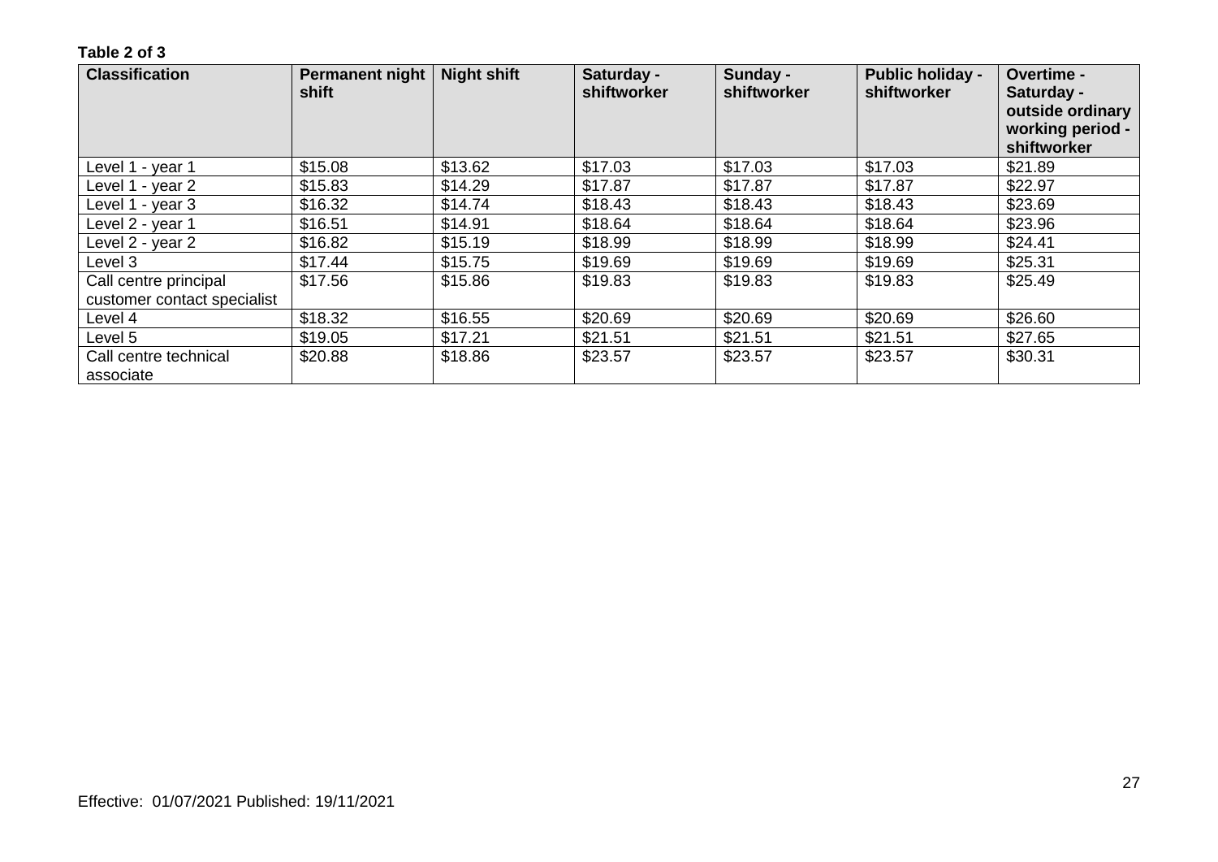**Table 2 of 3**

| Classification | Permanent night shift | Night shift | Saturday - shiftworker | Sunday - shiftworker | Public holiday - shiftworker | Overtime - Saturday - outside ordinary working period - shiftworker |
|---|---|---|---|---|---|---|
| Level 1 - year 1 | $15.08 | $13.62 | $17.03 | $17.03 | $17.03 | $21.89 |
| Level 1 - year 2 | $15.83 | $14.29 | $17.87 | $17.87 | $17.87 | $22.97 |
| Level 1 - year 3 | $16.32 | $14.74 | $18.43 | $18.43 | $18.43 | $23.69 |
| Level 2 - year 1 | $16.51 | $14.91 | $18.64 | $18.64 | $18.64 | $23.96 |
| Level 2 - year 2 | $16.82 | $15.19 | $18.99 | $18.99 | $18.99 | $24.41 |
| Level 3 | $17.44 | $15.75 | $19.69 | $19.69 | $19.69 | $25.31 |
| Call centre principal customer contact specialist | $17.56 | $15.86 | $19.83 | $19.83 | $19.83 | $25.49 |
| Level 4 | $18.32 | $16.55 | $20.69 | $20.69 | $20.69 | $26.60 |
| Level 5 | $19.05 | $17.21 | $21.51 | $21.51 | $21.51 | $27.65 |
| Call centre technical associate | $20.88 | $18.86 | $23.57 | $23.57 | $23.57 | $30.31 |

Effective: 01/07/2021 Published: 19/11/2021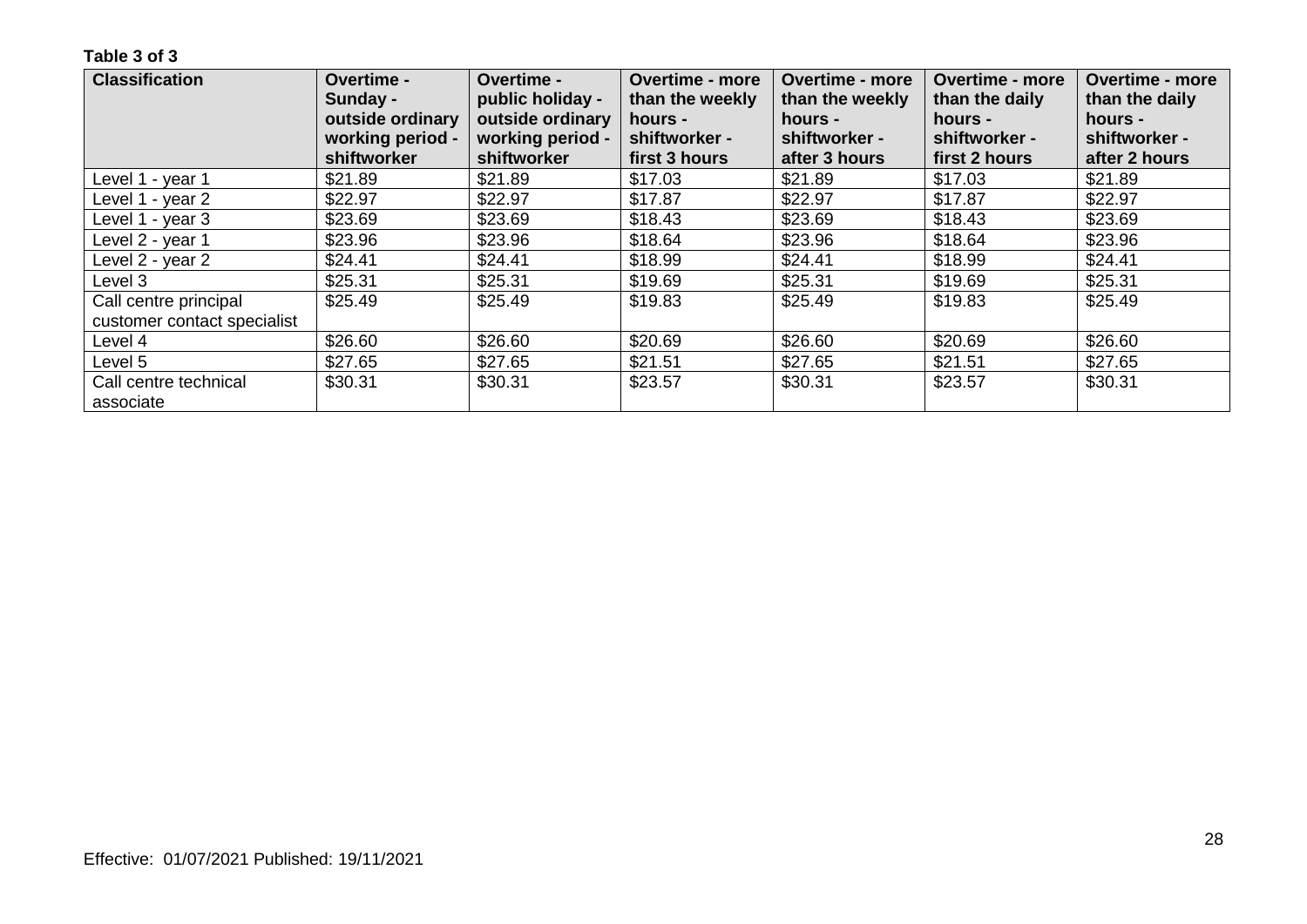**Table 3 of 3**

| Classification | Overtime - Sunday - outside ordinary working period - shiftworker | Overtime - public holiday - outside ordinary working period - shiftworker | Overtime - more than the weekly hours - shiftworker - first 3 hours | Overtime - more than the weekly hours - shiftworker - after 3 hours | Overtime - more than the daily hours - shiftworker - first 2 hours | Overtime - more than the daily hours - shiftworker - after 2 hours |
|---|---|---|---|---|---|---|
| Level 1 - year 1 | $21.89 | $21.89 | $17.03 | $21.89 | $17.03 | $21.89 |
| Level 1 - year 2 | $22.97 | $22.97 | $17.87 | $22.97 | $17.87 | $22.97 |
| Level 1 - year 3 | $23.69 | $23.69 | $18.43 | $23.69 | $18.43 | $23.69 |
| Level 2 - year 1 | $23.96 | $23.96 | $18.64 | $23.96 | $18.64 | $23.96 |
| Level 2 - year 2 | $24.41 | $24.41 | $18.99 | $24.41 | $18.99 | $24.41 |
| Level 3 | $25.31 | $25.31 | $19.69 | $25.31 | $19.69 | $25.31 |
| Call centre principal customer contact specialist | $25.49 | $25.49 | $19.83 | $25.49 | $19.83 | $25.49 |
| Level 4 | $26.60 | $26.60 | $20.69 | $26.60 | $20.69 | $26.60 |
| Level 5 | $27.65 | $27.65 | $21.51 | $27.65 | $21.51 | $27.65 |
| Call centre technical associate | $30.31 | $30.31 | $23.57 | $30.31 | $23.57 | $30.31 |

Effective: 01/07/2021 Published: 19/11/2021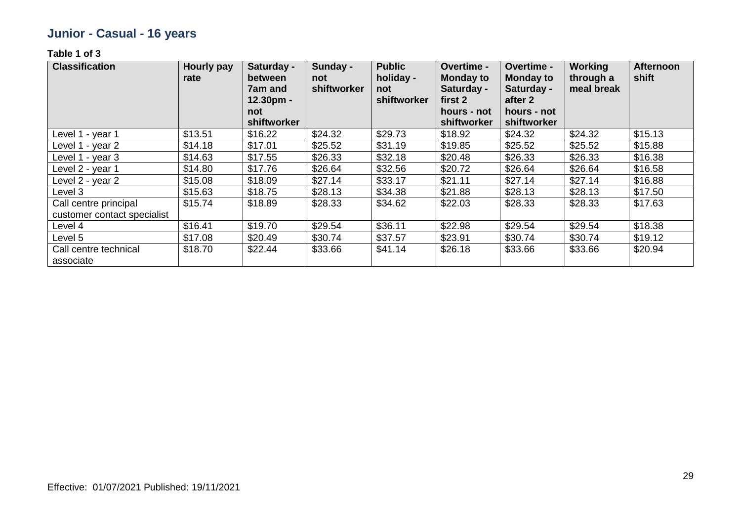## Junior - Casual - 16 years

**Table 1 of 3**

| Classification | Hourly pay rate | Saturday - between 7am and 12.30pm - not shiftworker | Sunday - not shiftworker | Public holiday - not shiftworker | Overtime - Monday to Saturday - first 2 hours - not shiftworker | Overtime - Monday to Saturday - after 2 hours - not shiftworker | Working through a meal break | Afternoon shift |
|---|---|---|---|---|---|---|---|---|
| Level 1 - year 1 | $13.51 | $16.22 | $24.32 | $29.73 | $18.92 | $24.32 | $24.32 | $15.13 |
| Level 1 - year 2 | $14.18 | $17.01 | $25.52 | $31.19 | $19.85 | $25.52 | $25.52 | $15.88 |
| Level 1 - year 3 | $14.63 | $17.55 | $26.33 | $32.18 | $20.48 | $26.33 | $26.33 | $16.38 |
| Level 2 - year 1 | $14.80 | $17.76 | $26.64 | $32.56 | $20.72 | $26.64 | $26.64 | $16.58 |
| Level 2 - year 2 | $15.08 | $18.09 | $27.14 | $33.17 | $21.11 | $27.14 | $27.14 | $16.88 |
| Level 3 | $15.63 | $18.75 | $28.13 | $34.38 | $21.88 | $28.13 | $28.13 | $17.50 |
| Call centre principal customer contact specialist | $15.74 | $18.89 | $28.33 | $34.62 | $22.03 | $28.33 | $28.33 | $17.63 |
| Level 4 | $16.41 | $19.70 | $29.54 | $36.11 | $22.98 | $29.54 | $29.54 | $18.38 |
| Level 5 | $17.08 | $20.49 | $30.74 | $37.57 | $23.91 | $30.74 | $30.74 | $19.12 |
| Call centre technical associate | $18.70 | $22.44 | $33.66 | $41.14 | $26.18 | $33.66 | $33.66 | $20.94 |

Effective: 01/07/2021 Published: 19/11/2021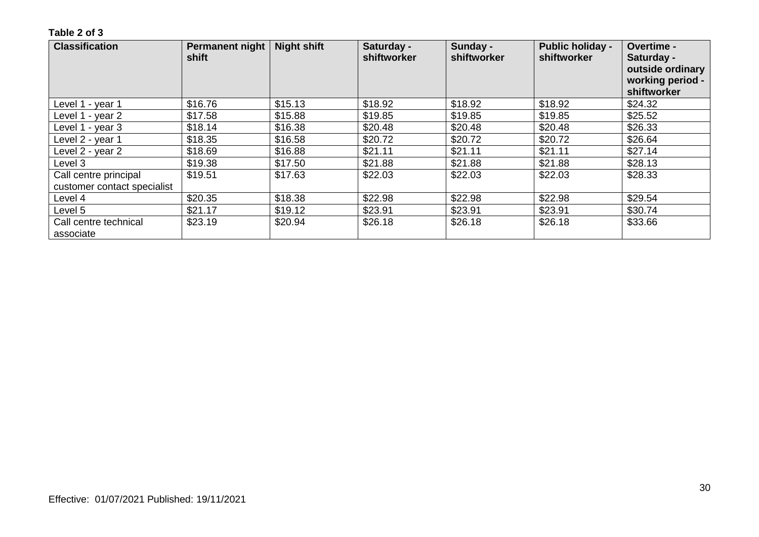**Table 2 of 3**

| Classification | Permanent night shift | Night shift | Saturday - shiftworker | Sunday - shiftworker | Public holiday - shiftworker | Overtime - Saturday - outside ordinary working period - shiftworker |
|---|---|---|---|---|---|---|
| Level 1 - year 1 | $16.76 | $15.13 | $18.92 | $18.92 | $18.92 | $24.32 |
| Level 1 - year 2 | $17.58 | $15.88 | $19.85 | $19.85 | $19.85 | $25.52 |
| Level 1 - year 3 | $18.14 | $16.38 | $20.48 | $20.48 | $20.48 | $26.33 |
| Level 2 - year 1 | $18.35 | $16.58 | $20.72 | $20.72 | $20.72 | $26.64 |
| Level 2 - year 2 | $18.69 | $16.88 | $21.11 | $21.11 | $21.11 | $27.14 |
| Level 3 | $19.38 | $17.50 | $21.88 | $21.88 | $21.88 | $28.13 |
| Call centre principal customer contact specialist | $19.51 | $17.63 | $22.03 | $22.03 | $22.03 | $28.33 |
| Level 4 | $20.35 | $18.38 | $22.98 | $22.98 | $22.98 | $29.54 |
| Level 5 | $21.17 | $19.12 | $23.91 | $23.91 | $23.91 | $30.74 |
| Call centre technical associate | $23.19 | $20.94 | $26.18 | $26.18 | $26.18 | $33.66 |

Effective: 01/07/2021 Published: 19/11/2021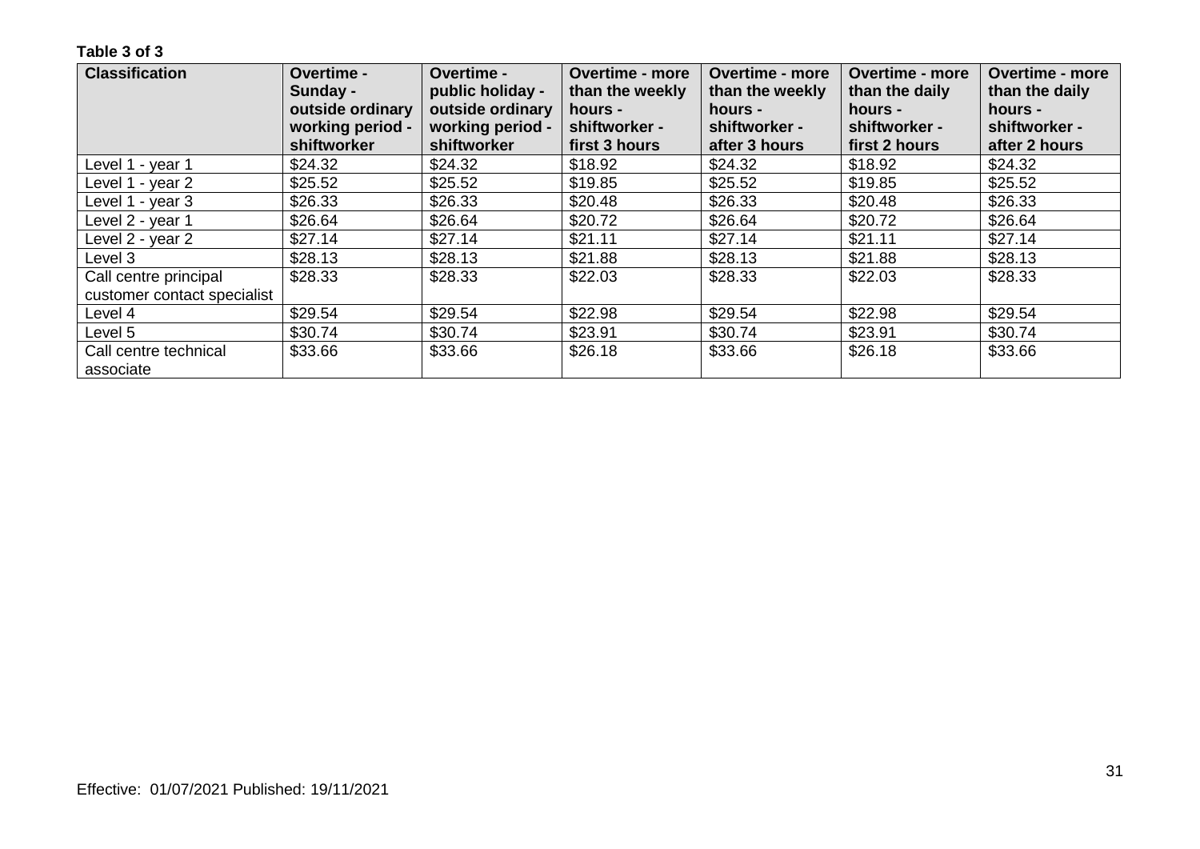**Table 3 of 3**

| Classification | Overtime - Sunday - outside ordinary working period - shiftworker | Overtime - public holiday - outside ordinary working period - shiftworker | Overtime - more than the weekly hours - shiftworker - first 3 hours | Overtime - more than the weekly hours - shiftworker - after 3 hours | Overtime - more than the daily hours - shiftworker - first 2 hours | Overtime - more than the daily hours - shiftworker - after 2 hours |
|---|---|---|---|---|---|---|
| Level 1 - year 1 | $24.32 | $24.32 | $18.92 | $24.32 | $18.92 | $24.32 |
| Level 1 - year 2 | $25.52 | $25.52 | $19.85 | $25.52 | $19.85 | $25.52 |
| Level 1 - year 3 | $26.33 | $26.33 | $20.48 | $26.33 | $20.48 | $26.33 |
| Level 2 - year 1 | $26.64 | $26.64 | $20.72 | $26.64 | $20.72 | $26.64 |
| Level 2 - year 2 | $27.14 | $27.14 | $21.11 | $27.14 | $21.11 | $27.14 |
| Level 3 | $28.13 | $28.13 | $21.88 | $28.13 | $21.88 | $28.13 |
| Call centre principal customer contact specialist | $28.33 | $28.33 | $22.03 | $28.33 | $22.03 | $28.33 |
| Level 4 | $29.54 | $29.54 | $22.98 | $29.54 | $22.98 | $29.54 |
| Level 5 | $30.74 | $30.74 | $23.91 | $30.74 | $23.91 | $30.74 |
| Call centre technical associate | $33.66 | $33.66 | $26.18 | $33.66 | $26.18 | $33.66 |

Effective: 01/07/2021 Published: 19/11/2021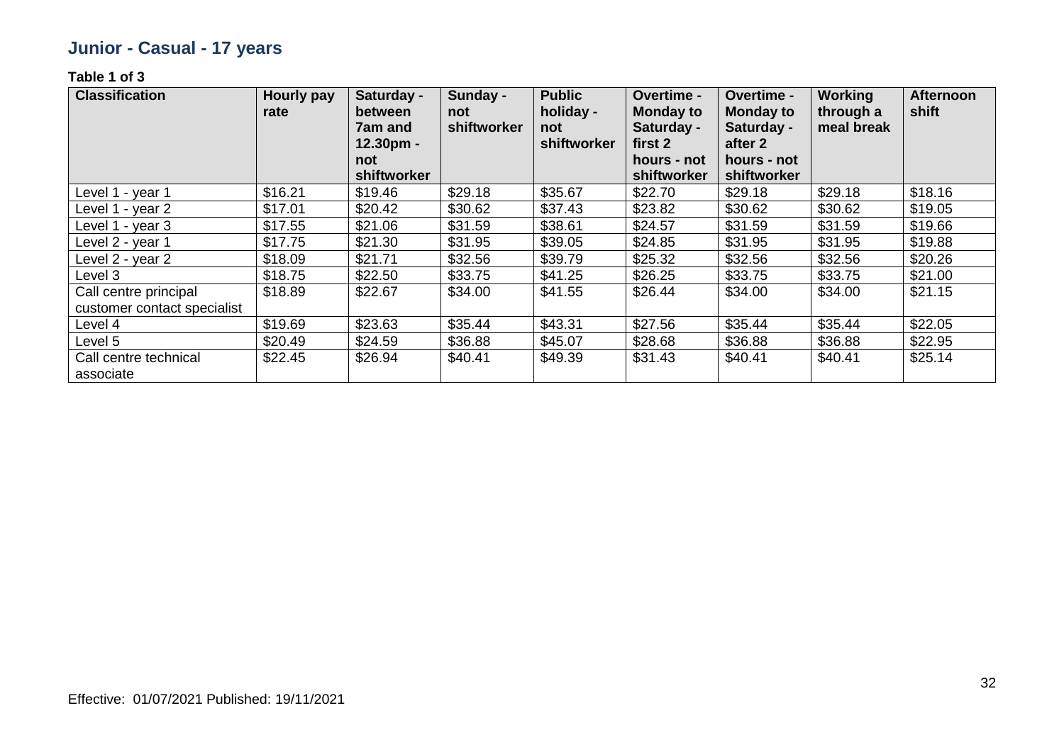## Junior - Casual - 17 years

**Table 1 of 3**

| Classification | Hourly pay rate | Saturday - between 7am and 12.30pm - not shiftworker | Sunday - not shiftworker | Public holiday - not shiftworker | Overtime - Monday to Saturday - first 2 hours - not shiftworker | Overtime - Monday to Saturday - after 2 hours - not shiftworker | Working through a meal break | Afternoon shift |
|---|---|---|---|---|---|---|---|---|
| Level 1 - year 1 | $16.21 | $19.46 | $29.18 | $35.67 | $22.70 | $29.18 | $29.18 | $18.16 |
| Level 1 - year 2 | $17.01 | $20.42 | $30.62 | $37.43 | $23.82 | $30.62 | $30.62 | $19.05 |
| Level 1 - year 3 | $17.55 | $21.06 | $31.59 | $38.61 | $24.57 | $31.59 | $31.59 | $19.66 |
| Level 2 - year 1 | $17.75 | $21.30 | $31.95 | $39.05 | $24.85 | $31.95 | $31.95 | $19.88 |
| Level 2 - year 2 | $18.09 | $21.71 | $32.56 | $39.79 | $25.32 | $32.56 | $32.56 | $20.26 |
| Level 3 | $18.75 | $22.50 | $33.75 | $41.25 | $26.25 | $33.75 | $33.75 | $21.00 |
| Call centre principal customer contact specialist | $18.89 | $22.67 | $34.00 | $41.55 | $26.44 | $34.00 | $34.00 | $21.15 |
| Level 4 | $19.69 | $23.63 | $35.44 | $43.31 | $27.56 | $35.44 | $35.44 | $22.05 |
| Level 5 | $20.49 | $24.59 | $36.88 | $45.07 | $28.68 | $36.88 | $36.88 | $22.95 |
| Call centre technical associate | $22.45 | $26.94 | $40.41 | $49.39 | $31.43 | $40.41 | $40.41 | $25.14 |

Effective: 01/07/2021 Published: 19/11/2021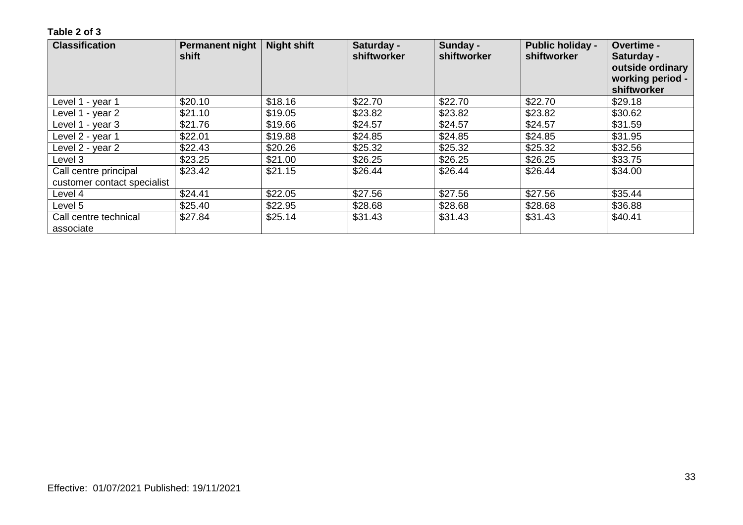**Table 2 of 3**

| Classification | Permanent night shift | Night shift | Saturday - shiftworker | Sunday - shiftworker | Public holiday - shiftworker | Overtime - Saturday - outside ordinary working period - shiftworker |
|---|---|---|---|---|---|---|
| Level 1 - year 1 | $20.10 | $18.16 | $22.70 | $22.70 | $22.70 | $29.18 |
| Level 1 - year 2 | $21.10 | $19.05 | $23.82 | $23.82 | $23.82 | $30.62 |
| Level 1 - year 3 | $21.76 | $19.66 | $24.57 | $24.57 | $24.57 | $31.59 |
| Level 2 - year 1 | $22.01 | $19.88 | $24.85 | $24.85 | $24.85 | $31.95 |
| Level 2 - year 2 | $22.43 | $20.26 | $25.32 | $25.32 | $25.32 | $32.56 |
| Level 3 | $23.25 | $21.00 | $26.25 | $26.25 | $26.25 | $33.75 |
| Call centre principal customer contact specialist | $23.42 | $21.15 | $26.44 | $26.44 | $26.44 | $34.00 |
| Level 4 | $24.41 | $22.05 | $27.56 | $27.56 | $27.56 | $35.44 |
| Level 5 | $25.40 | $22.95 | $28.68 | $28.68 | $28.68 | $36.88 |
| Call centre technical associate | $27.84 | $25.14 | $31.43 | $31.43 | $31.43 | $40.41 |

Effective: 01/07/2021 Published: 19/11/2021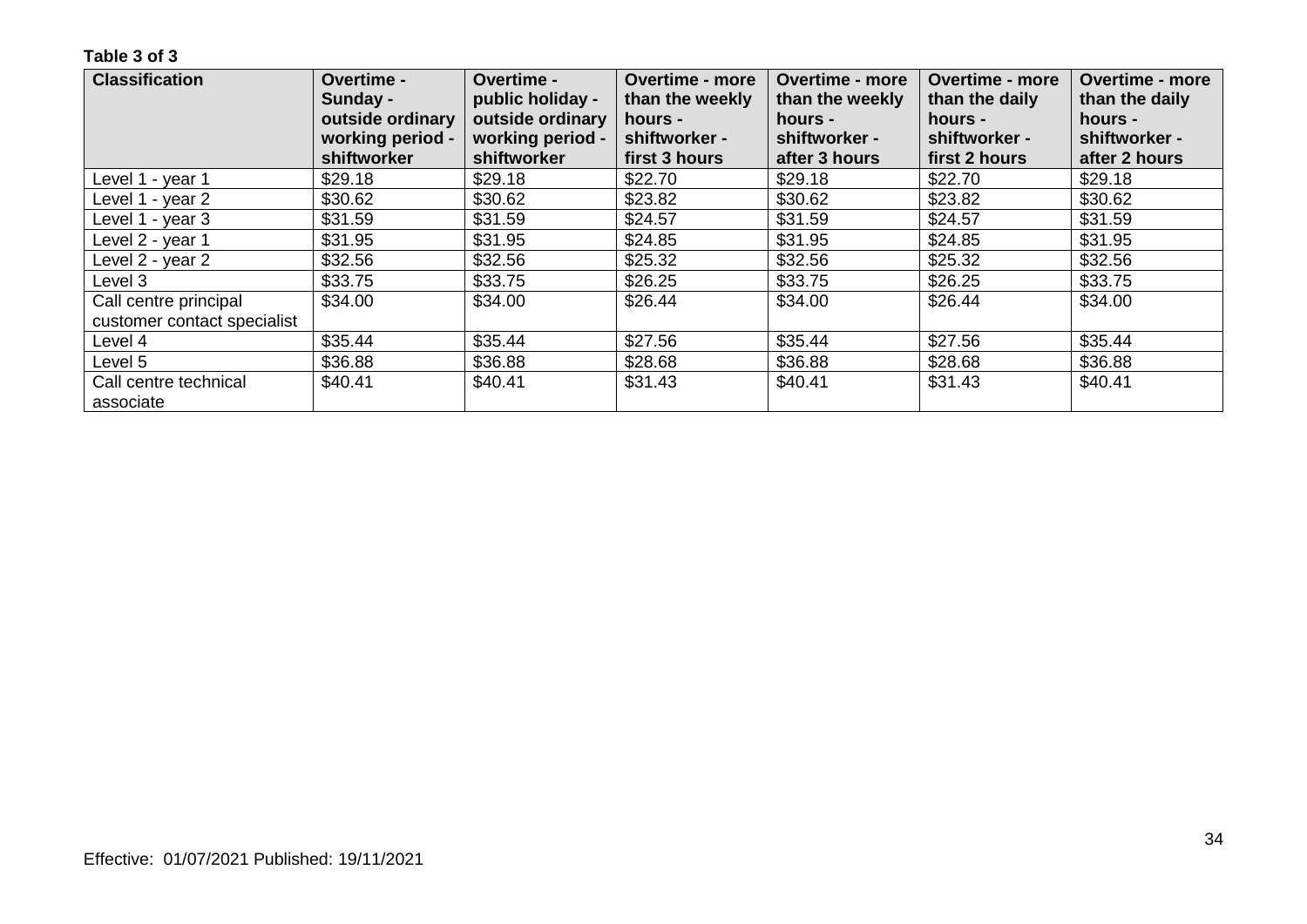**Table 3 of 3**

| Classification | Overtime - Sunday - outside ordinary working period - shiftworker | Overtime - public holiday - outside ordinary working period - shiftworker | Overtime - more than the weekly hours - shiftworker - first 3 hours | Overtime - more than the weekly hours - shiftworker - after 3 hours | Overtime - more than the daily hours - shiftworker - first 2 hours | Overtime - more than the daily hours - shiftworker - after 2 hours |
|---|---|---|---|---|---|---|
| Level 1 - year 1 | $29.18 | $29.18 | $22.70 | $29.18 | $22.70 | $29.18 |
| Level 1 - year 2 | $30.62 | $30.62 | $23.82 | $30.62 | $23.82 | $30.62 |
| Level 1 - year 3 | $31.59 | $31.59 | $24.57 | $31.59 | $24.57 | $31.59 |
| Level 2 - year 1 | $31.95 | $31.95 | $24.85 | $31.95 | $24.85 | $31.95 |
| Level 2 - year 2 | $32.56 | $32.56 | $25.32 | $32.56 | $25.32 | $32.56 |
| Level 3 | $33.75 | $33.75 | $26.25 | $33.75 | $26.25 | $33.75 |
| Call centre principal customer contact specialist | $34.00 | $34.00 | $26.44 | $34.00 | $26.44 | $34.00 |
| Level 4 | $35.44 | $35.44 | $27.56 | $35.44 | $27.56 | $35.44 |
| Level 5 | $36.88 | $36.88 | $28.68 | $36.88 | $28.68 | $36.88 |
| Call centre technical associate | $40.41 | $40.41 | $31.43 | $40.41 | $31.43 | $40.41 |

Effective: 01/07/2021 Published: 19/11/2021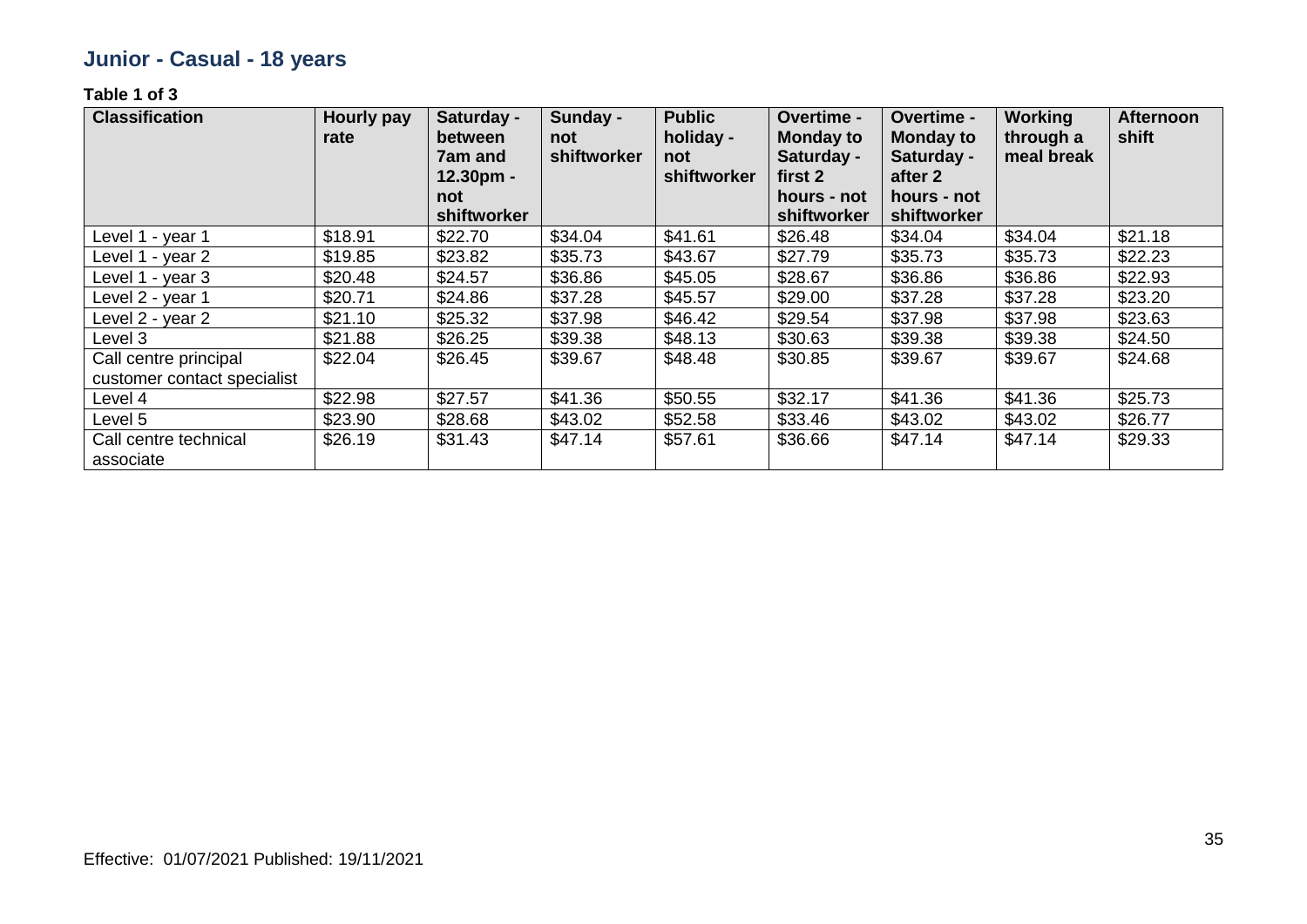## Junior - Casual - 18 years

**Table 1 of 3**

| Classification | Hourly pay rate | Saturday - between 7am and 12.30pm - not shiftworker | Sunday - not shiftworker | Public holiday - not shiftworker | Overtime - Monday to Saturday - first 2 hours - not shiftworker | Overtime - Monday to Saturday - after 2 hours - not shiftworker | Working through a meal break | Afternoon shift |
|---|---|---|---|---|---|---|---|---|
| Level 1 - year 1 | $18.91 | $22.70 | $34.04 | $41.61 | $26.48 | $34.04 | $34.04 | $21.18 |
| Level 1 - year 2 | $19.85 | $23.82 | $35.73 | $43.67 | $27.79 | $35.73 | $35.73 | $22.23 |
| Level 1 - year 3 | $20.48 | $24.57 | $36.86 | $45.05 | $28.67 | $36.86 | $36.86 | $22.93 |
| Level 2 - year 1 | $20.71 | $24.86 | $37.28 | $45.57 | $29.00 | $37.28 | $37.28 | $23.20 |
| Level 2 - year 2 | $21.10 | $25.32 | $37.98 | $46.42 | $29.54 | $37.98 | $37.98 | $23.63 |
| Level 3 | $21.88 | $26.25 | $39.38 | $48.13 | $30.63 | $39.38 | $39.38 | $24.50 |
| Call centre principal customer contact specialist | $22.04 | $26.45 | $39.67 | $48.48 | $30.85 | $39.67 | $39.67 | $24.68 |
| Level 4 | $22.98 | $27.57 | $41.36 | $50.55 | $32.17 | $41.36 | $41.36 | $25.73 |
| Level 5 | $23.90 | $28.68 | $43.02 | $52.58 | $33.46 | $43.02 | $43.02 | $26.77 |
| Call centre technical associate | $26.19 | $31.43 | $47.14 | $57.61 | $36.66 | $47.14 | $47.14 | $29.33 |

Effective: 01/07/2021 Published: 19/11/2021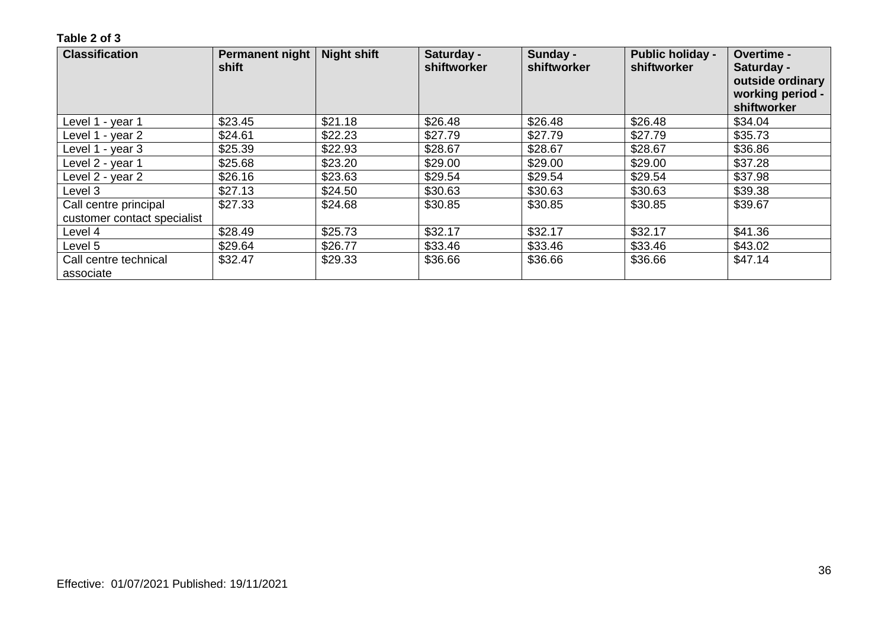**Table 2 of 3**

| Classification | Permanent night shift | Night shift | Saturday - shiftworker | Sunday - shiftworker | Public holiday - shiftworker | Overtime - Saturday - outside ordinary working period - shiftworker |
|---|---|---|---|---|---|---|
| Level 1 - year 1 | $23.45 | $21.18 | $26.48 | $26.48 | $26.48 | $34.04 |
| Level 1 - year 2 | $24.61 | $22.23 | $27.79 | $27.79 | $27.79 | $35.73 |
| Level 1 - year 3 | $25.39 | $22.93 | $28.67 | $28.67 | $28.67 | $36.86 |
| Level 2 - year 1 | $25.68 | $23.20 | $29.00 | $29.00 | $29.00 | $37.28 |
| Level 2 - year 2 | $26.16 | $23.63 | $29.54 | $29.54 | $29.54 | $37.98 |
| Level 3 | $27.13 | $24.50 | $30.63 | $30.63 | $30.63 | $39.38 |
| Call centre principal customer contact specialist | $27.33 | $24.68 | $30.85 | $30.85 | $30.85 | $39.67 |
| Level 4 | $28.49 | $25.73 | $32.17 | $32.17 | $32.17 | $41.36 |
| Level 5 | $29.64 | $26.77 | $33.46 | $33.46 | $33.46 | $43.02 |
| Call centre technical associate | $32.47 | $29.33 | $36.66 | $36.66 | $36.66 | $47.14 |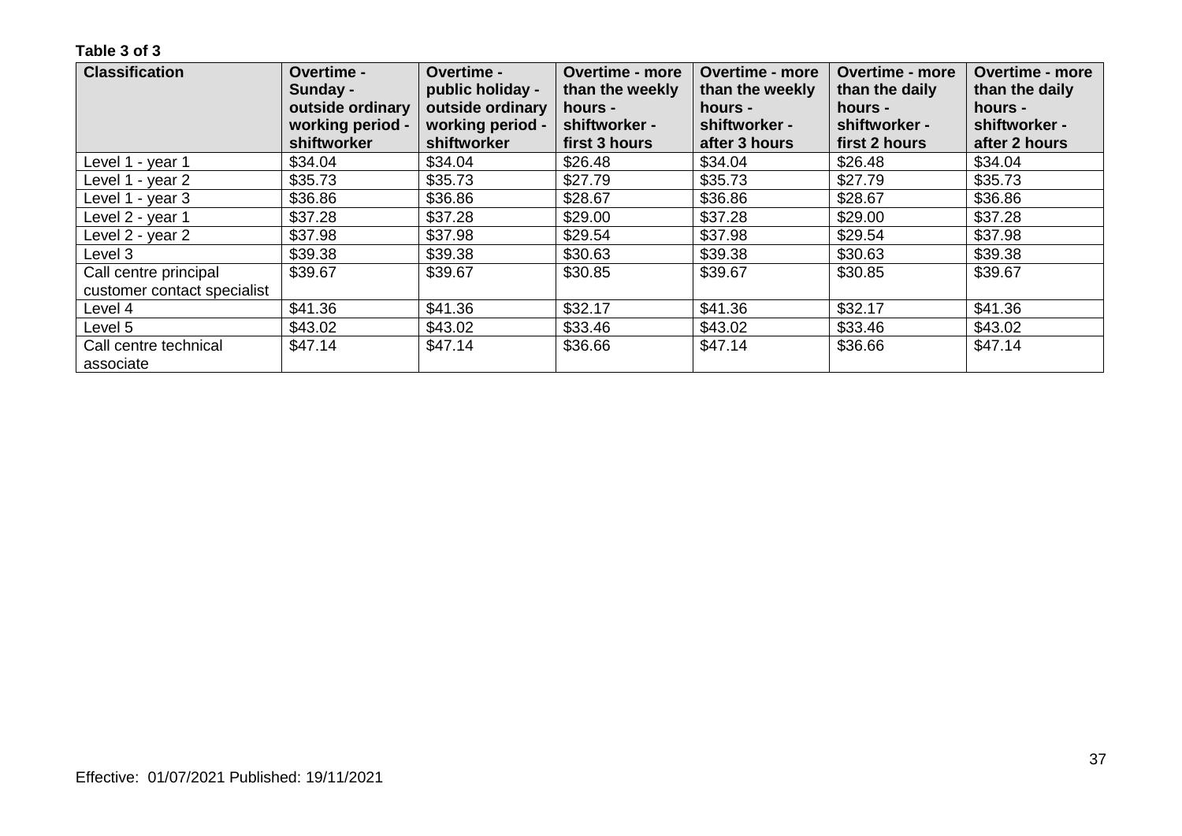**Table 3 of 3**

| Classification | Overtime - Sunday - outside ordinary working period - shiftworker | Overtime - public holiday - outside ordinary working period - shiftworker | Overtime - more than the weekly hours - shiftworker - first 3 hours | Overtime - more than the weekly hours - shiftworker - after 3 hours | Overtime - more than the daily hours - shiftworker - first 2 hours | Overtime - more than the daily hours - shiftworker - after 2 hours |
|---|---|---|---|---|---|---|
| Level 1 - year 1 | $34.04 | $34.04 | $26.48 | $34.04 | $26.48 | $34.04 |
| Level 1 - year 2 | $35.73 | $35.73 | $27.79 | $35.73 | $27.79 | $35.73 |
| Level 1 - year 3 | $36.86 | $36.86 | $28.67 | $36.86 | $28.67 | $36.86 |
| Level 2 - year 1 | $37.28 | $37.28 | $29.00 | $37.28 | $29.00 | $37.28 |
| Level 2 - year 2 | $37.98 | $37.98 | $29.54 | $37.98 | $29.54 | $37.98 |
| Level 3 | $39.38 | $39.38 | $30.63 | $39.38 | $30.63 | $39.38 |
| Call centre principal customer contact specialist | $39.67 | $39.67 | $30.85 | $39.67 | $30.85 | $39.67 |
| Level 4 | $41.36 | $41.36 | $32.17 | $41.36 | $32.17 | $41.36 |
| Level 5 | $43.02 | $43.02 | $33.46 | $43.02 | $33.46 | $43.02 |
| Call centre technical associate | $47.14 | $47.14 | $36.66 | $47.14 | $36.66 | $47.14 |

Effective: 01/07/2021 Published: 19/11/2021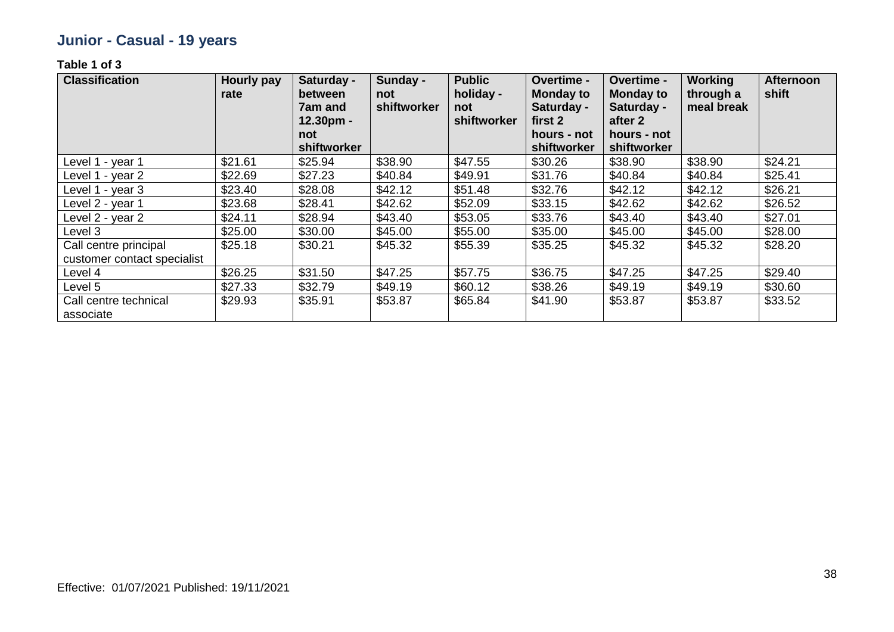## Junior - Casual - 19 years

**Table 1 of 3**

| Classification | Hourly pay rate | Saturday - between 7am and 12.30pm - not shiftworker | Sunday - not shiftworker | Public holiday - not shiftworker | Overtime - Monday to Saturday - first 2 hours - not shiftworker | Overtime - Monday to Saturday - after 2 hours - not shiftworker | Working through a meal break | Afternoon shift |
|---|---|---|---|---|---|---|---|---|
| Level 1 - year 1 | $21.61 | $25.94 | $38.90 | $47.55 | $30.26 | $38.90 | $38.90 | $24.21 |
| Level 1 - year 2 | $22.69 | $27.23 | $40.84 | $49.91 | $31.76 | $40.84 | $40.84 | $25.41 |
| Level 1 - year 3 | $23.40 | $28.08 | $42.12 | $51.48 | $32.76 | $42.12 | $42.12 | $26.21 |
| Level 2 - year 1 | $23.68 | $28.41 | $42.62 | $52.09 | $33.15 | $42.62 | $42.62 | $26.52 |
| Level 2 - year 2 | $24.11 | $28.94 | $43.40 | $53.05 | $33.76 | $43.40 | $43.40 | $27.01 |
| Level 3 | $25.00 | $30.00 | $45.00 | $55.00 | $35.00 | $45.00 | $45.00 | $28.00 |
| Call centre principal customer contact specialist | $25.18 | $30.21 | $45.32 | $55.39 | $35.25 | $45.32 | $45.32 | $28.20 |
| Level 4 | $26.25 | $31.50 | $47.25 | $57.75 | $36.75 | $47.25 | $47.25 | $29.40 |
| Level 5 | $27.33 | $32.79 | $49.19 | $60.12 | $38.26 | $49.19 | $49.19 | $30.60 |
| Call centre technical associate | $29.93 | $35.91 | $53.87 | $65.84 | $41.90 | $53.87 | $53.87 | $33.52 |

Effective: 01/07/2021 Published: 19/11/2021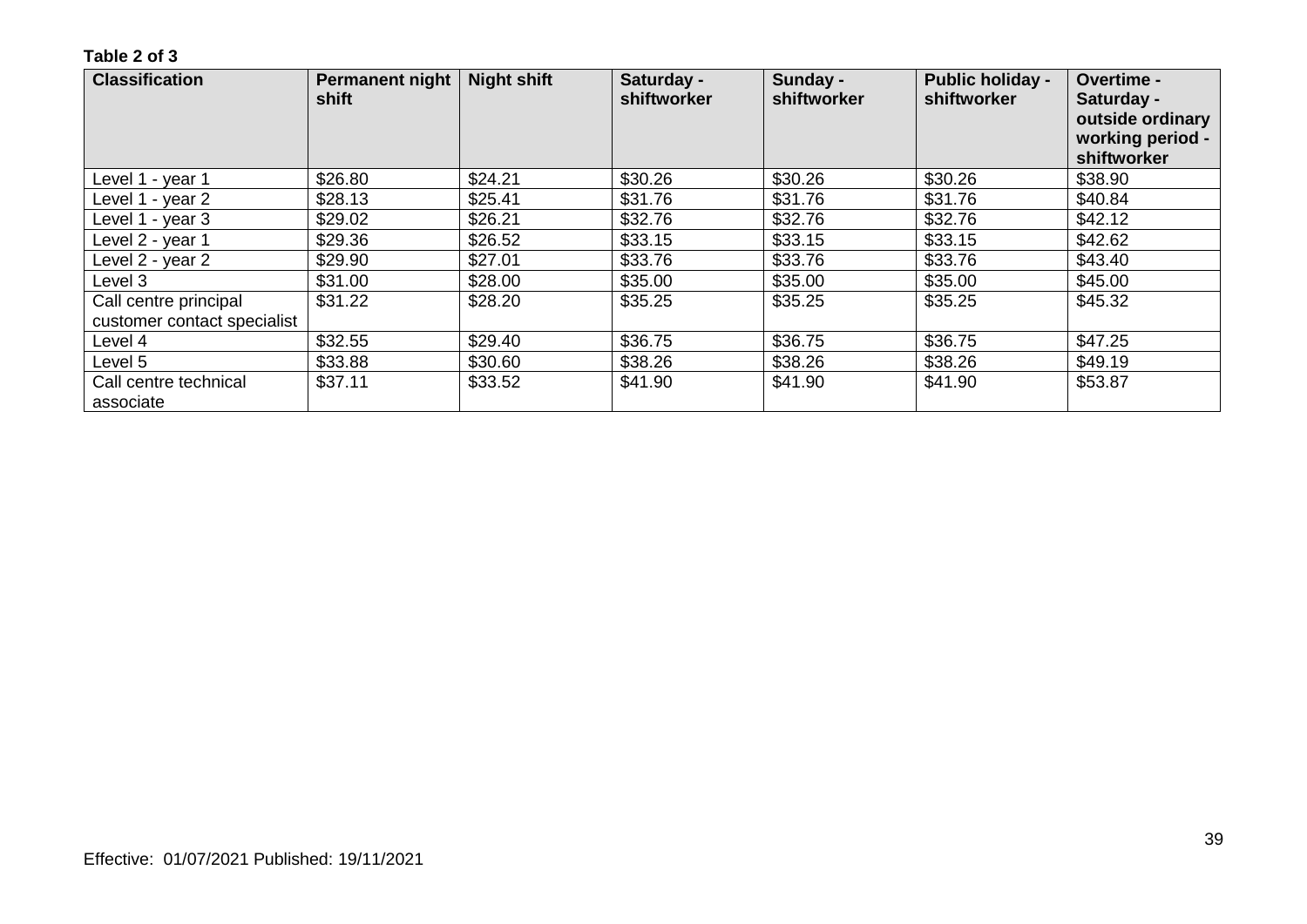**Table 2 of 3**

| Classification | Permanent night shift | Night shift | Saturday - shiftworker | Sunday - shiftworker | Public holiday - shiftworker | Overtime - Saturday - outside ordinary working period - shiftworker |
|---|---|---|---|---|---|---|
| Level 1 - year 1 | $26.80 | $24.21 | $30.26 | $30.26 | $30.26 | $38.90 |
| Level 1 - year 2 | $28.13 | $25.41 | $31.76 | $31.76 | $31.76 | $40.84 |
| Level 1 - year 3 | $29.02 | $26.21 | $32.76 | $32.76 | $32.76 | $42.12 |
| Level 2 - year 1 | $29.36 | $26.52 | $33.15 | $33.15 | $33.15 | $42.62 |
| Level 2 - year 2 | $29.90 | $27.01 | $33.76 | $33.76 | $33.76 | $43.40 |
| Level 3 | $31.00 | $28.00 | $35.00 | $35.00 | $35.00 | $45.00 |
| Call centre principal customer contact specialist | $31.22 | $28.20 | $35.25 | $35.25 | $35.25 | $45.32 |
| Level 4 | $32.55 | $29.40 | $36.75 | $36.75 | $36.75 | $47.25 |
| Level 5 | $33.88 | $30.60 | $38.26 | $38.26 | $38.26 | $49.19 |
| Call centre technical associate | $37.11 | $33.52 | $41.90 | $41.90 | $41.90 | $53.87 |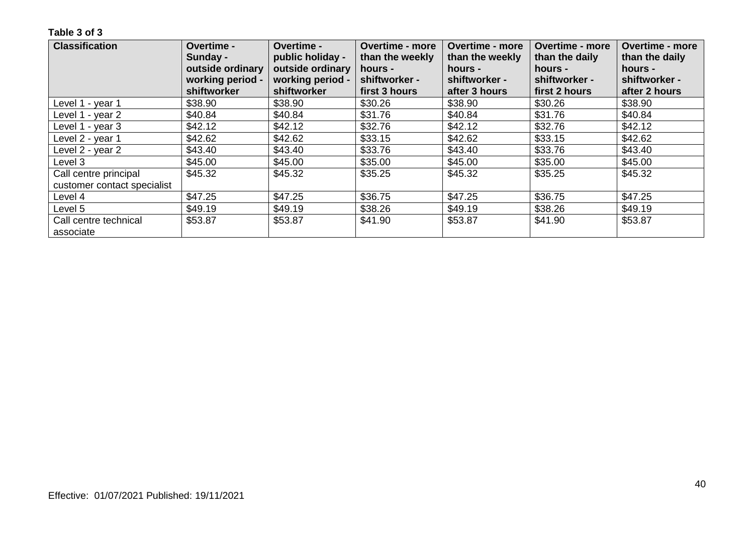**Table 3 of 3**

| Classification | Overtime - Sunday - outside ordinary working period - shiftworker | Overtime - public holiday - outside ordinary working period - shiftworker | Overtime - more than the weekly hours - shiftworker - first 3 hours | Overtime - more than the weekly hours - shiftworker - after 3 hours | Overtime - more than the daily hours - shiftworker - first 2 hours | Overtime - more than the daily hours - shiftworker - after 2 hours |
|---|---|---|---|---|---|---|
| Level 1 - year 1 | $38.90 | $38.90 | $30.26 | $38.90 | $30.26 | $38.90 |
| Level 1 - year 2 | $40.84 | $40.84 | $31.76 | $40.84 | $31.76 | $40.84 |
| Level 1 - year 3 | $42.12 | $42.12 | $32.76 | $42.12 | $32.76 | $42.12 |
| Level 2 - year 1 | $42.62 | $42.62 | $33.15 | $42.62 | $33.15 | $42.62 |
| Level 2 - year 2 | $43.40 | $43.40 | $33.76 | $43.40 | $33.76 | $43.40 |
| Level 3 | $45.00 | $45.00 | $35.00 | $45.00 | $35.00 | $45.00 |
| Call centre principal customer contact specialist | $45.32 | $45.32 | $35.25 | $45.32 | $35.25 | $45.32 |
| Level 4 | $47.25 | $47.25 | $36.75 | $47.25 | $36.75 | $47.25 |
| Level 5 | $49.19 | $49.19 | $38.26 | $49.19 | $38.26 | $49.19 |
| Call centre technical associate | $53.87 | $53.87 | $41.90 | $53.87 | $41.90 | $53.87 |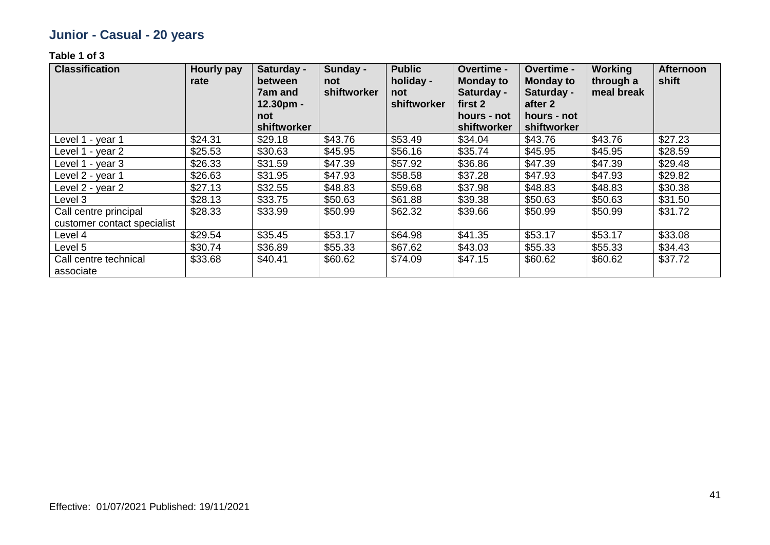## Junior - Casual - 20 years

**Table 1 of 3**

| Classification | Hourly pay rate | Saturday - between 7am and 12.30pm - not shiftworker | Sunday - not shiftworker | Public holiday - not shiftworker | Overtime - Monday to Saturday - first 2 hours - not shiftworker | Overtime - Monday to Saturday - after 2 hours - not shiftworker | Working through a meal break | Afternoon shift |
|---|---|---|---|---|---|---|---|---|
| Level 1 - year 1 | $24.31 | $29.18 | $43.76 | $53.49 | $34.04 | $43.76 | $43.76 | $27.23 |
| Level 1 - year 2 | $25.53 | $30.63 | $45.95 | $56.16 | $35.74 | $45.95 | $45.95 | $28.59 |
| Level 1 - year 3 | $26.33 | $31.59 | $47.39 | $57.92 | $36.86 | $47.39 | $47.39 | $29.48 |
| Level 2 - year 1 | $26.63 | $31.95 | $47.93 | $58.58 | $37.28 | $47.93 | $47.93 | $29.82 |
| Level 2 - year 2 | $27.13 | $32.55 | $48.83 | $59.68 | $37.98 | $48.83 | $48.83 | $30.38 |
| Level 3 | $28.13 | $33.75 | $50.63 | $61.88 | $39.38 | $50.63 | $50.63 | $31.50 |
| Call centre principal customer contact specialist | $28.33 | $33.99 | $50.99 | $62.32 | $39.66 | $50.99 | $50.99 | $31.72 |
| Level 4 | $29.54 | $35.45 | $53.17 | $64.98 | $41.35 | $53.17 | $53.17 | $33.08 |
| Level 5 | $30.74 | $36.89 | $55.33 | $67.62 | $43.03 | $55.33 | $55.33 | $34.43 |
| Call centre technical associate | $33.68 | $40.41 | $60.62 | $74.09 | $47.15 | $60.62 | $60.62 | $37.72 |

Effective: 01/07/2021 Published: 19/11/2021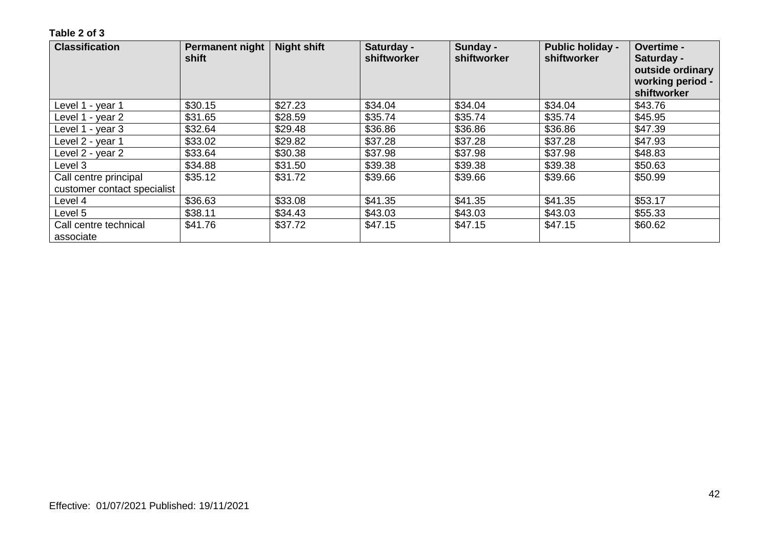**Table 2 of 3**

| Classification | Permanent night shift | Night shift | Saturday - shiftworker | Sunday - shiftworker | Public holiday - shiftworker | Overtime - Saturday - outside ordinary working period - shiftworker |
|---|---|---|---|---|---|---|
| Level 1 - year 1 | $30.15 | $27.23 | $34.04 | $34.04 | $34.04 | $43.76 |
| Level 1 - year 2 | $31.65 | $28.59 | $35.74 | $35.74 | $35.74 | $45.95 |
| Level 1 - year 3 | $32.64 | $29.48 | $36.86 | $36.86 | $36.86 | $47.39 |
| Level 2 - year 1 | $33.02 | $29.82 | $37.28 | $37.28 | $37.28 | $47.93 |
| Level 2 - year 2 | $33.64 | $30.38 | $37.98 | $37.98 | $37.98 | $48.83 |
| Level 3 | $34.88 | $31.50 | $39.38 | $39.38 | $39.38 | $50.63 |
| Call centre principal customer contact specialist | $35.12 | $31.72 | $39.66 | $39.66 | $39.66 | $50.99 |
| Level 4 | $36.63 | $33.08 | $41.35 | $41.35 | $41.35 | $53.17 |
| Level 5 | $38.11 | $34.43 | $43.03 | $43.03 | $43.03 | $55.33 |
| Call centre technical associate | $41.76 | $37.72 | $47.15 | $47.15 | $47.15 | $60.62 |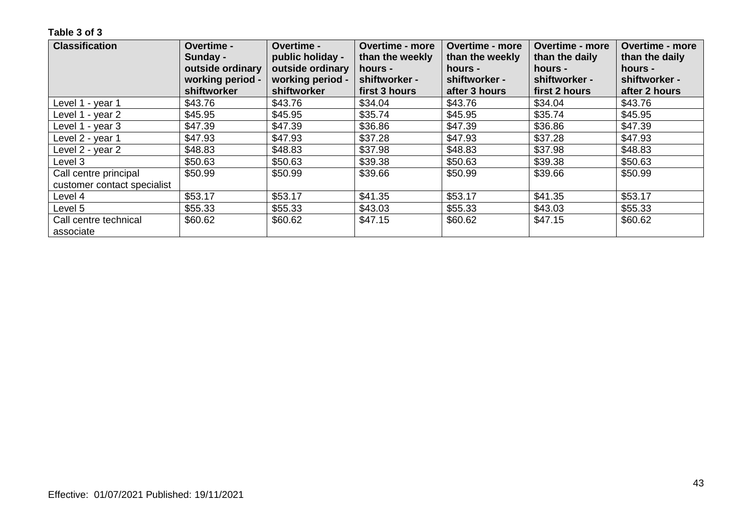**Table 3 of 3**

| Classification | Overtime - Sunday - outside ordinary working period - shiftworker | Overtime - public holiday - outside ordinary working period - shiftworker | Overtime - more than the weekly hours - shiftworker - first 3 hours | Overtime - more than the weekly hours - shiftworker - after 3 hours | Overtime - more than the daily hours - shiftworker - first 2 hours | Overtime - more than the daily hours - shiftworker - after 2 hours |
|---|---|---|---|---|---|---|
| Level 1 - year 1 | $43.76 | $43.76 | $34.04 | $43.76 | $34.04 | $43.76 |
| Level 1 - year 2 | $45.95 | $45.95 | $35.74 | $45.95 | $35.74 | $45.95 |
| Level 1 - year 3 | $47.39 | $47.39 | $36.86 | $47.39 | $36.86 | $47.39 |
| Level 2 - year 1 | $47.93 | $47.93 | $37.28 | $47.93 | $37.28 | $47.93 |
| Level 2 - year 2 | $48.83 | $48.83 | $37.98 | $48.83 | $37.98 | $48.83 |
| Level 3 | $50.63 | $50.63 | $39.38 | $50.63 | $39.38 | $50.63 |
| Call centre principal customer contact specialist | $50.99 | $50.99 | $39.66 | $50.99 | $39.66 | $50.99 |
| Level 4 | $53.17 | $53.17 | $41.35 | $53.17 | $41.35 | $53.17 |
| Level 5 | $55.33 | $55.33 | $43.03 | $55.33 | $43.03 | $55.33 |
| Call centre technical associate | $60.62 | $60.62 | $47.15 | $60.62 | $47.15 | $60.62 |

Effective: 01/07/2021 Published: 19/11/2021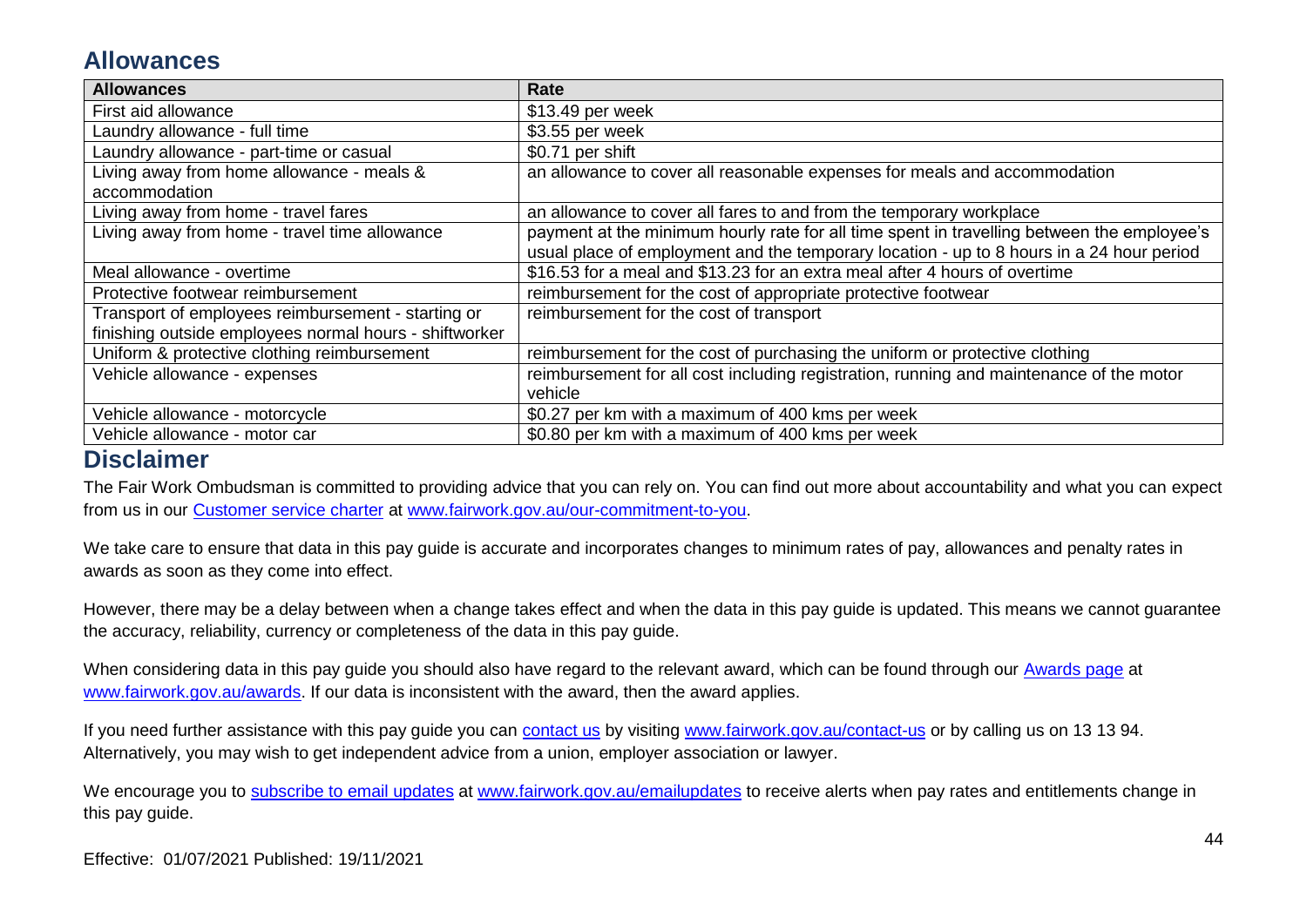## Allowances

| Allowances | Rate |
| --- | --- |
| First aid allowance | $13.49 per week |
| Laundry allowance - full time | $3.55 per week |
| Laundry allowance - part-time or casual | $0.71 per shift |
| Living away from home allowance - meals & accommodation | an allowance to cover all reasonable expenses for meals and accommodation |
| Living away from home - travel fares | an allowance to cover all fares to and from the temporary workplace |
| Living away from home - travel time allowance | payment at the minimum hourly rate for all time spent in travelling between the employee's usual place of employment and the temporary location - up to 8 hours in a 24 hour period |
| Meal allowance - overtime | $16.53 for a meal and $13.23 for an extra meal after 4 hours of overtime |
| Protective footwear reimbursement | reimbursement for the cost of appropriate protective footwear |
| Transport of employees reimbursement - starting or finishing outside employees normal hours - shiftworker | reimbursement for the cost of transport |
| Uniform & protective clothing reimbursement | reimbursement for the cost of purchasing the uniform or protective clothing |
| Vehicle allowance - expenses | reimbursement for all cost including registration, running and maintenance of the motor vehicle |
| Vehicle allowance - motorcycle | $0.27 per km with a maximum of 400 kms per week |
| Vehicle allowance - motor car | $0.80 per km with a maximum of 400 kms per week |

## Disclaimer

The Fair Work Ombudsman is committed to providing advice that you can rely on. You can find out more about accountability and what you can expect from us in our [Customer service charter](www.fairwork.gov.au/our-commitment-to-you) at [www.fairwork.gov.au/our-commitment-to-you](www.fairwork.gov.au/our-commitment-to-you).

We take care to ensure that data in this pay guide is accurate and incorporates changes to minimum rates of pay, allowances and penalty rates in awards as soon as they come into effect.

However, there may be a delay between when a change takes effect and when the data in this pay guide is updated. This means we cannot guarantee the accuracy, reliability, currency or completeness of the data in this pay guide.

When considering data in this pay guide you should also have regard to the relevant award, which can be found through our [Awards page](www.fairwork.gov.au/awards) at [www.fairwork.gov.au/awards](www.fairwork.gov.au/awards). If our data is inconsistent with the award, then the award applies.

If you need further assistance with this pay guide you can [contact us](www.fairwork.gov.au/contact-us) by visiting [www.fairwork.gov.au/contact-us](www.fairwork.gov.au/contact-us) or by calling us on 13 13 94. Alternatively, you may wish to get independent advice from a union, employer association or lawyer.

We encourage you to [subscribe to email updates](www.fairwork.gov.au/emailupdates) at [www.fairwork.gov.au/emailupdates](www.fairwork.gov.au/emailupdates) to receive alerts when pay rates and entitlements change in this pay guide.